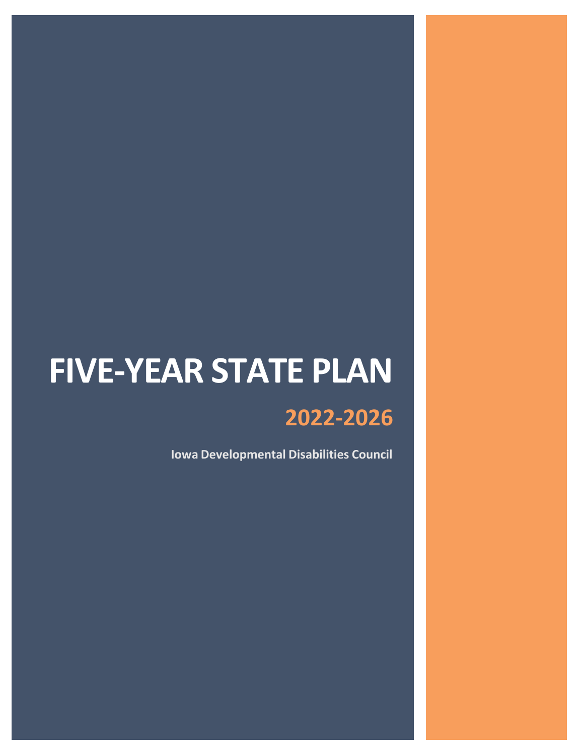# FIVE-YEAR STATE PLAN

## 2022-2026

**Iowa Developmental Disabilities Council**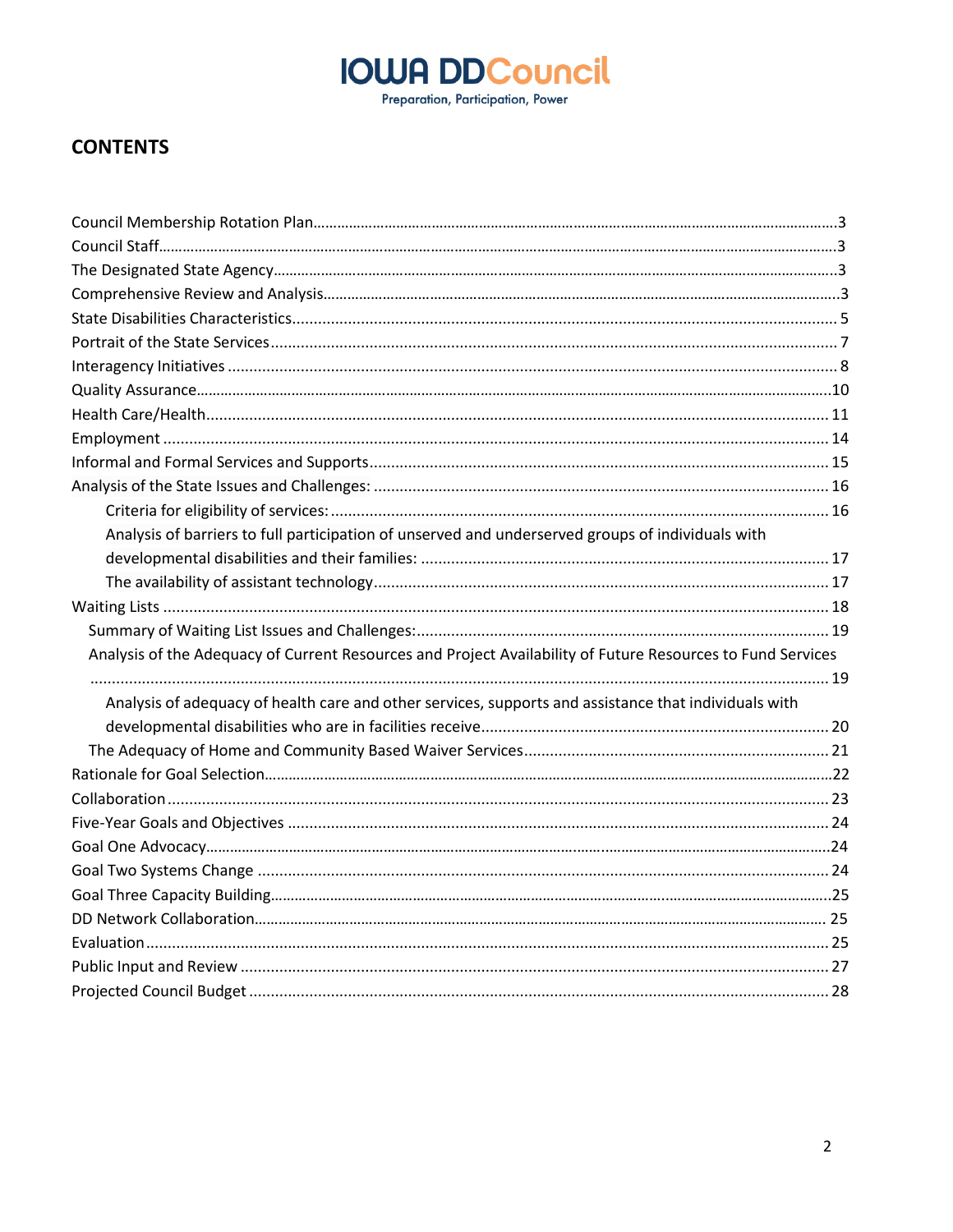**IOWA DDCouncil**
Preparation, Participation, Power

## CONTENTS

- Council Membership Rotation Plan ... 3
- Council Staff ... 3
- The Designated State Agency ... 3
- Comprehensive Review and Analysis ... 3
- State Disabilities Characteristics ... 5
- Portrait of the State Services ... 7
- Interagency Initiatives ... 8
- Quality Assurance ... 10
- Health Care/Health ... 11
- Employment ... 14
- Informal and Formal Services and Supports ... 15
- Analysis of the State Issues and Challenges: ... 16
  - Criteria for eligibility of services: ... 16
  - Analysis of barriers to full participation of unserved and underserved groups of individuals with developmental disabilities and their families: ... 17
  - The availability of assistant technology ... 17
- Waiting Lists ... 18
  - Summary of Waiting List Issues and Challenges: ... 19
  - Analysis of the Adequacy of Current Resources and Project Availability of Future Resources to Fund Services ... 19
    - Analysis of adequacy of health care and other services, supports and assistance that individuals with developmental disabilities who are in facilities receive ... 20
  - The Adequacy of Home and Community Based Waiver Services ... 21
- Rationale for Goal Selection ... 22
- Collaboration ... 23
- Five-Year Goals and Objectives ... 24
- Goal One Advocacy ... 24
- Goal Two Systems Change ... 24
- Goal Three Capacity Building ... 25
- DD Network Collaboration ... 25
- Evaluation ... 25
- Public Input and Review ... 27
- Projected Council Budget ... 28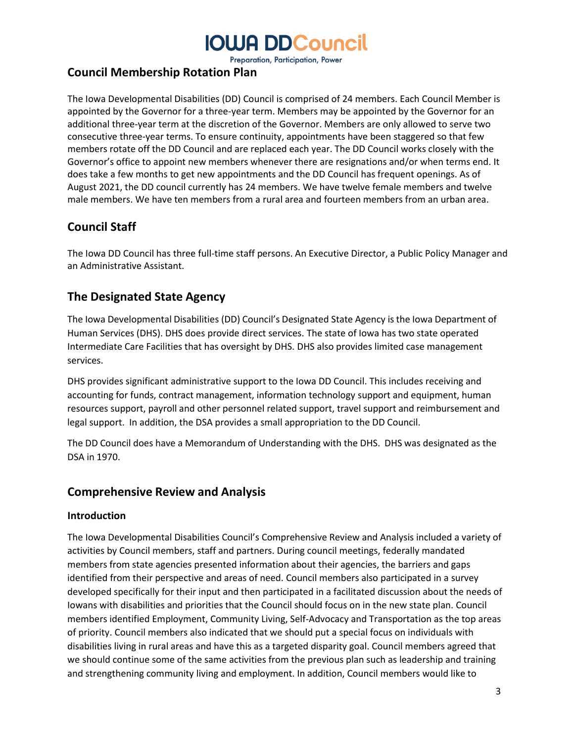## Council Membership Rotation Plan

The Iowa Developmental Disabilities (DD) Council is comprised of 24 members. Each Council Member is appointed by the Governor for a three-year term. Members may be appointed by the Governor for an additional three-year term at the discretion of the Governor. Members are only allowed to serve two consecutive three-year terms. To ensure continuity, appointments have been staggered so that few members rotate off the DD Council and are replaced each year. The DD Council works closely with the Governor's office to appoint new members whenever there are resignations and/or when terms end. It does take a few months to get new appointments and the DD Council has frequent openings. As of August 2021, the DD council currently has 24 members. We have twelve female members and twelve male members. We have ten members from a rural area and fourteen members from an urban area.

## Council Staff

The Iowa DD Council has three full-time staff persons. An Executive Director, a Public Policy Manager and an Administrative Assistant.

## The Designated State Agency

The Iowa Developmental Disabilities (DD) Council's Designated State Agency is the Iowa Department of Human Services (DHS). DHS does provide direct services. The state of Iowa has two state operated Intermediate Care Facilities that has oversight by DHS. DHS also provides limited case management services.

DHS provides significant administrative support to the Iowa DD Council. This includes receiving and accounting for funds, contract management, information technology support and equipment, human resources support, payroll and other personnel related support, travel support and reimbursement and legal support. In addition, the DSA provides a small appropriation to the DD Council.

The DD Council does have a Memorandum of Understanding with the DHS. DHS was designated as the DSA in 1970.

## Comprehensive Review and Analysis

### Introduction

The Iowa Developmental Disabilities Council's Comprehensive Review and Analysis included a variety of activities by Council members, staff and partners. During council meetings, federally mandated members from state agencies presented information about their agencies, the barriers and gaps identified from their perspective and areas of need. Council members also participated in a survey developed specifically for their input and then participated in a facilitated discussion about the needs of Iowans with disabilities and priorities that the Council should focus on in the new state plan. Council members identified Employment, Community Living, Self-Advocacy and Transportation as the top areas of priority. Council members also indicated that we should put a special focus on individuals with disabilities living in rural areas and have this as a targeted disparity goal. Council members agreed that we should continue some of the same activities from the previous plan such as leadership and training and strengthening community living and employment. In addition, Council members would like to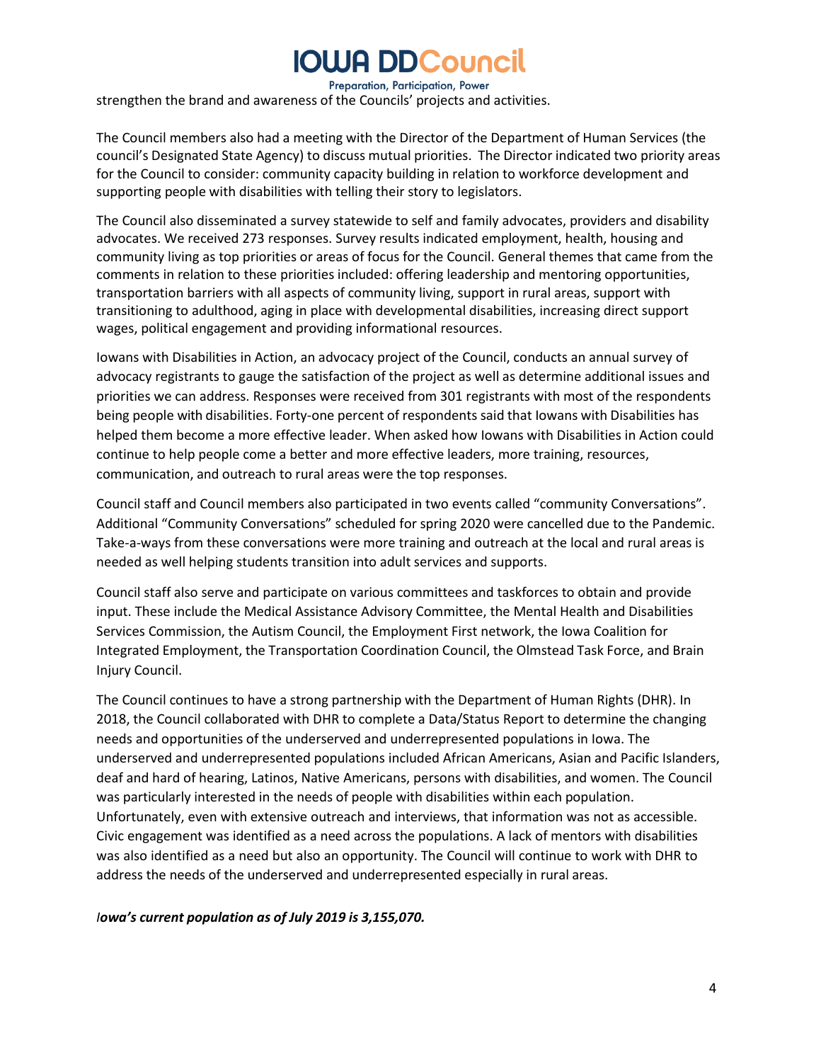strengthen the brand and awareness of the Councils' projects and activities.

The Council members also had a meeting with the Director of the Department of Human Services (the council's Designated State Agency) to discuss mutual priorities. The Director indicated two priority areas for the Council to consider: community capacity building in relation to workforce development and supporting people with disabilities with telling their story to legislators.

The Council also disseminated a survey statewide to self and family advocates, providers and disability advocates. We received 273 responses. Survey results indicated employment, health, housing and community living as top priorities or areas of focus for the Council. General themes that came from the comments in relation to these priorities included: offering leadership and mentoring opportunities, transportation barriers with all aspects of community living, support in rural areas, support with transitioning to adulthood, aging in place with developmental disabilities, increasing direct support wages, political engagement and providing informational resources.

Iowans with Disabilities in Action, an advocacy project of the Council, conducts an annual survey of advocacy registrants to gauge the satisfaction of the project as well as determine additional issues and priorities we can address. Responses were received from 301 registrants with most of the respondents being people with disabilities. Forty-one percent of respondents said that Iowans with Disabilities has helped them become a more effective leader. When asked how Iowans with Disabilities in Action could continue to help people come a better and more effective leaders, more training, resources, communication, and outreach to rural areas were the top responses.

Council staff and Council members also participated in two events called "community Conversations". Additional "Community Conversations" scheduled for spring 2020 were cancelled due to the Pandemic. Take-a-ways from these conversations were more training and outreach at the local and rural areas is needed as well helping students transition into adult services and supports.

Council staff also serve and participate on various committees and taskforces to obtain and provide input. These include the Medical Assistance Advisory Committee, the Mental Health and Disabilities Services Commission, the Autism Council, the Employment First network, the Iowa Coalition for Integrated Employment, the Transportation Coordination Council, the Olmstead Task Force, and Brain Injury Council.

The Council continues to have a strong partnership with the Department of Human Rights (DHR). In 2018, the Council collaborated with DHR to complete a Data/Status Report to determine the changing needs and opportunities of the underserved and underrepresented populations in Iowa. The underserved and underrepresented populations included African Americans, Asian and Pacific Islanders, deaf and hard of hearing, Latinos, Native Americans, persons with disabilities, and women. The Council was particularly interested in the needs of people with disabilities within each population. Unfortunately, even with extensive outreach and interviews, that information was not as accessible. Civic engagement was identified as a need across the populations. A lack of mentors with disabilities was also identified as a need but also an opportunity. The Council will continue to work with DHR to address the needs of the underserved and underrepresented especially in rural areas.

***Iowa's current population as of July 2019 is 3,155,070.***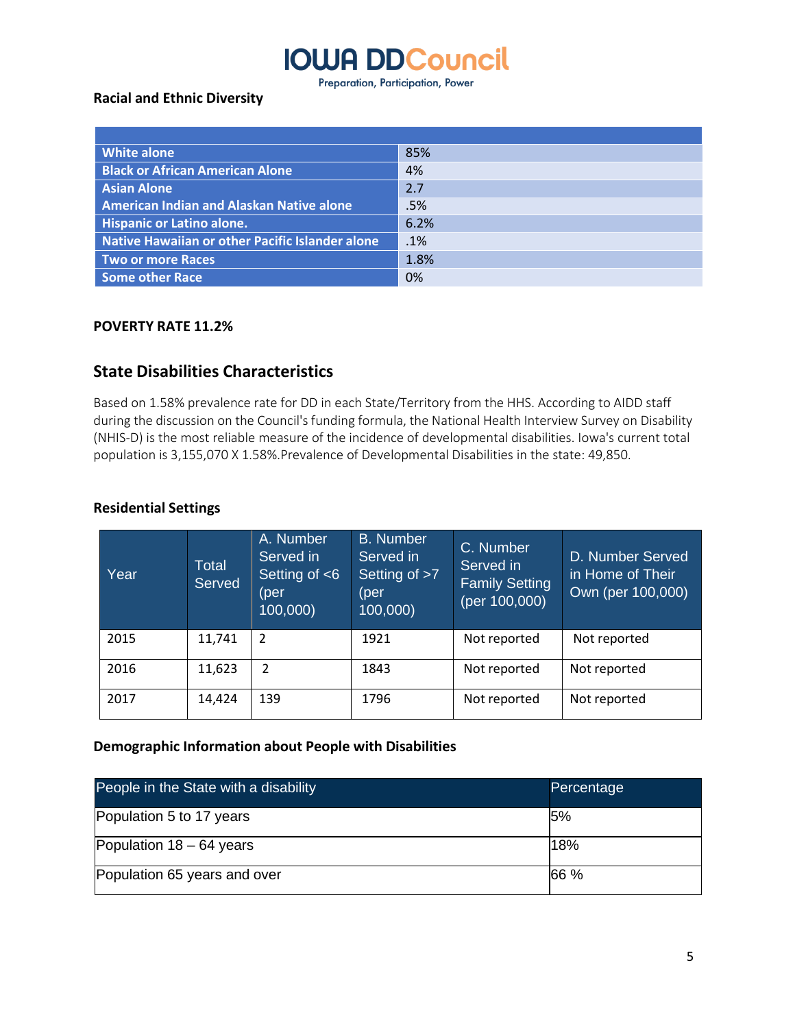**Racial and Ethnic Diversity**

| | |
|---|---|
| White alone | 85% |
| Black or African American Alone | 4% |
| Asian Alone | 2.7 |
| American Indian and Alaskan Native alone | .5% |
| Hispanic or Latino alone. | 6.2% |
| Native Hawaiian or other Pacific Islander alone | .1% |
| Two or more Races | 1.8% |
| Some other Race | 0% |

**POVERTY RATE 11.2%**

## State Disabilities Characteristics

Based on 1.58% prevalence rate for DD in each State/Territory from the HHS. According to AIDD staff during the discussion on the Council's funding formula, the National Health Interview Survey on Disability (NHIS-D) is the most reliable measure of the incidence of developmental disabilities. Iowa's current total population is 3,155,070 X 1.58%.Prevalence of Developmental Disabilities in the state: 49,850.

**Residential Settings**

| Year | Total Served | A. Number Served in Setting of <6 (per 100,000) | B. Number Served in Setting of >7 (per 100,000) | C. Number Served in Family Setting (per 100,000) | D. Number Served in Home of Their Own (per 100,000) |
|---|---|---|---|---|---|
| 2015 | 11,741 | 2 | 1921 | Not reported | Not reported |
| 2016 | 11,623 | 2 | 1843 | Not reported | Not reported |
| 2017 | 14,424 | 139 | 1796 | Not reported | Not reported |

**Demographic Information about People with Disabilities**

| People in the State with a disability | Percentage |
|---|---|
| Population 5 to 17 years | 5% |
| Population 18 – 64 years | 18% |
| Population 65 years and over | 66 % |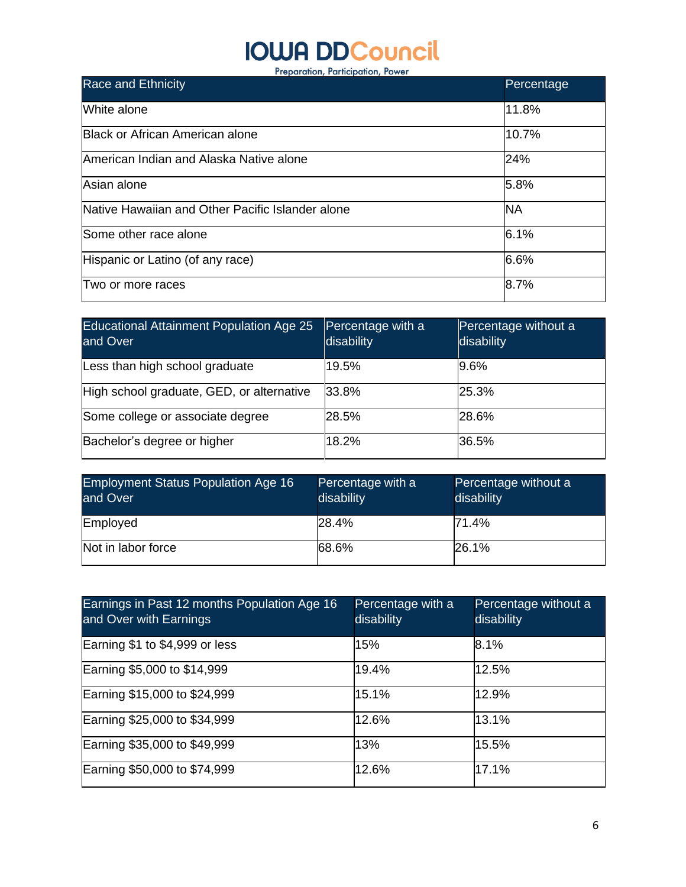| Race and Ethnicity | Percentage |
|---|---|
| White alone | 11.8% |
| Black or African American alone | 10.7% |
| American Indian and Alaska Native alone | 24% |
| Asian alone | 5.8% |
| Native Hawaiian and Other Pacific Islander alone | NA |
| Some other race alone | 6.1% |
| Hispanic or Latino (of any race) | 6.6% |
| Two or more races | 8.7% |

| Educational Attainment Population Age 25 and Over | Percentage with a disability | Percentage without a disability |
|---|---|---|
| Less than high school graduate | 19.5% | 9.6% |
| High school graduate, GED, or alternative | 33.8% | 25.3% |
| Some college or associate degree | 28.5% | 28.6% |
| Bachelor's degree or higher | 18.2% | 36.5% |

| Employment Status Population Age 16 and Over | Percentage with a disability | Percentage without a disability |
|---|---|---|
| Employed | 28.4% | 71.4% |
| Not in labor force | 68.6% | 26.1% |

| Earnings in Past 12 months Population Age 16 and Over with Earnings | Percentage with a disability | Percentage without a disability |
|---|---|---|
| Earning $1 to $4,999 or less | 15% | 8.1% |
| Earning $5,000 to $14,999 | 19.4% | 12.5% |
| Earning $15,000 to $24,999 | 15.1% | 12.9% |
| Earning $25,000 to $34,999 | 12.6% | 13.1% |
| Earning $35,000 to $49,999 | 13% | 15.5% |
| Earning $50,000 to $74,999 | 12.6% | 17.1% |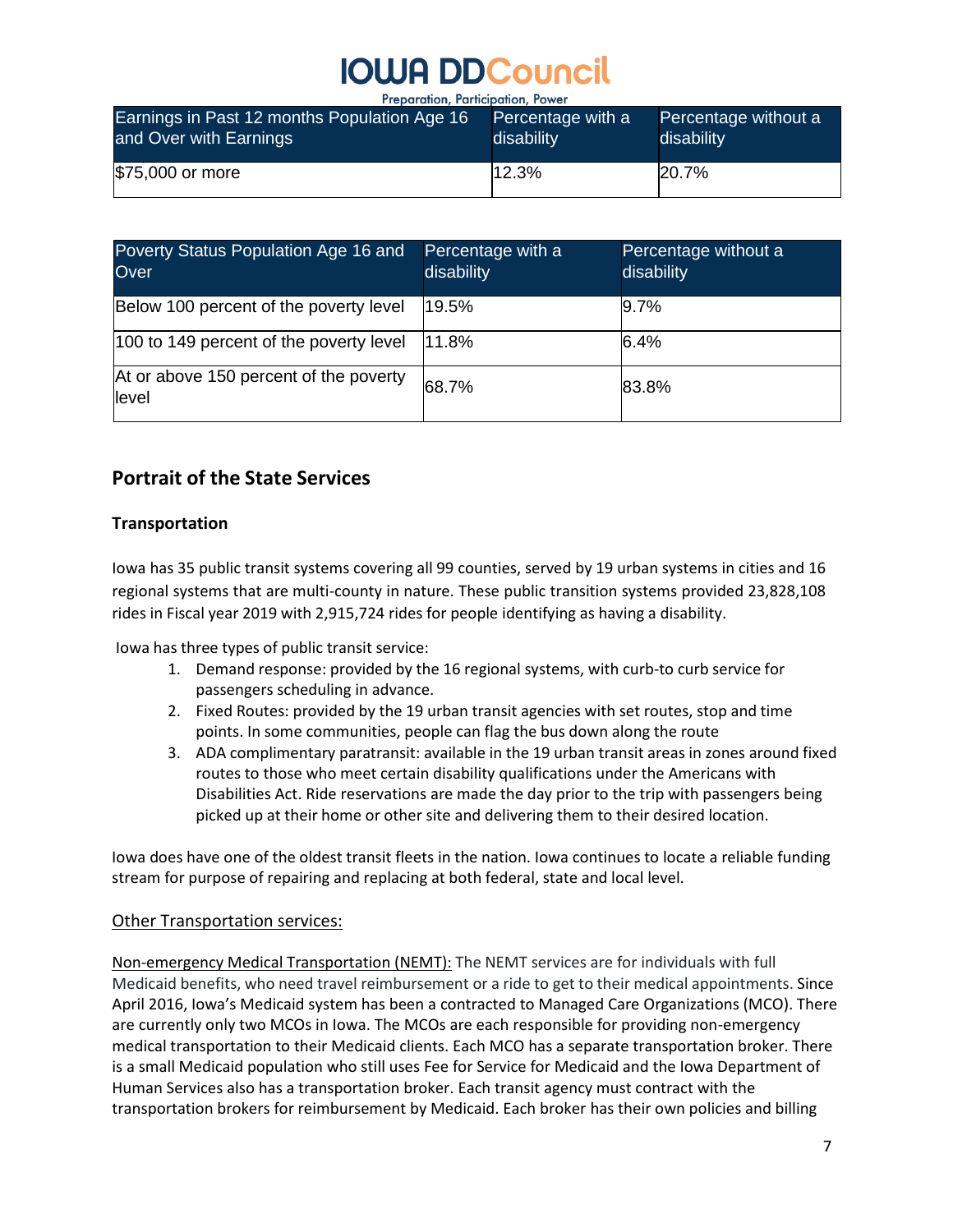| Earnings in Past 12 months Population Age 16 and Over with Earnings | Percentage with a disability | Percentage without a disability |
|---|---|---|
| $75,000 or more | 12.3% | 20.7% |

| Poverty Status Population Age 16 and Over | Percentage with a disability | Percentage without a disability |
|---|---|---|
| Below 100 percent of the poverty level | 19.5% | 9.7% |
| 100 to 149 percent of the poverty level | 11.8% | 6.4% |
| At or above 150 percent of the poverty level | 68.7% | 83.8% |

## Portrait of the State Services

### Transportation

Iowa has 35 public transit systems covering all 99 counties, served by 19 urban systems in cities and 16 regional systems that are multi-county in nature. These public transition systems provided 23,828,108 rides in Fiscal year 2019 with 2,915,724 rides for people identifying as having a disability.

Iowa has three types of public transit service:

1. Demand response: provided by the 16 regional systems, with curb-to curb service for passengers scheduling in advance.
2. Fixed Routes: provided by the 19 urban transit agencies with set routes, stop and time points. In some communities, people can flag the bus down along the route
3. ADA complimentary paratransit: available in the 19 urban transit areas in zones around fixed routes to those who meet certain disability qualifications under the Americans with Disabilities Act. Ride reservations are made the day prior to the trip with passengers being picked up at their home or other site and delivering them to their desired location.

Iowa does have one of the oldest transit fleets in the nation. Iowa continues to locate a reliable funding stream for purpose of repairing and replacing at both federal, state and local level.

Other Transportation services:

Non-emergency Medical Transportation (NEMT): The NEMT services are for individuals with full Medicaid benefits, who need travel reimbursement or a ride to get to their medical appointments. Since April 2016, Iowa's Medicaid system has been a contracted to Managed Care Organizations (MCO). There are currently only two MCOs in Iowa. The MCOs are each responsible for providing non-emergency medical transportation to their Medicaid clients. Each MCO has a separate transportation broker. There is a small Medicaid population who still uses Fee for Service for Medicaid and the Iowa Department of Human Services also has a transportation broker. Each transit agency must contract with the transportation brokers for reimbursement by Medicaid. Each broker has their own policies and billing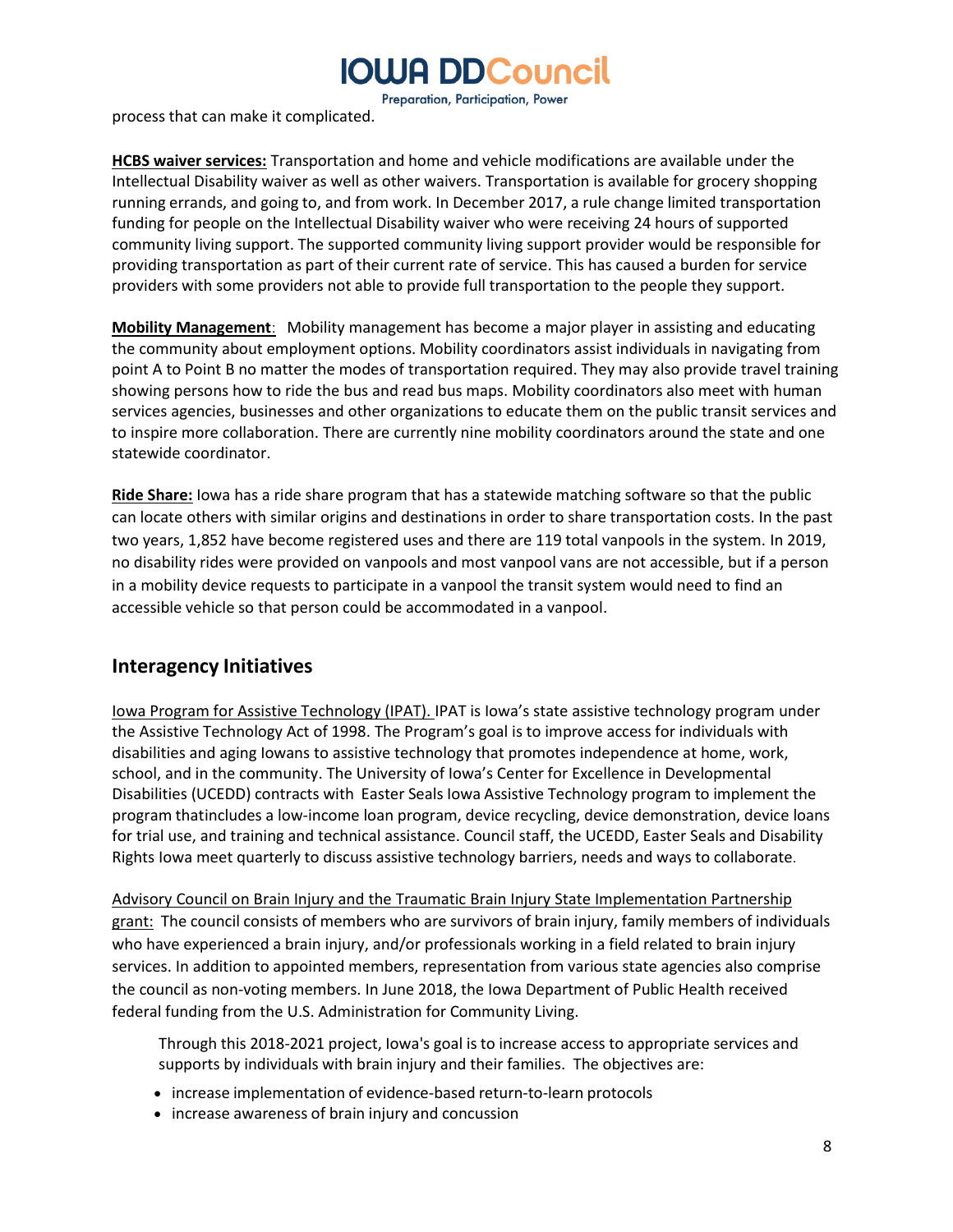process that can make it complicated.

**HCBS waiver services:** Transportation and home and vehicle modifications are available under the Intellectual Disability waiver as well as other waivers. Transportation is available for grocery shopping running errands, and going to, and from work. In December 2017, a rule change limited transportation funding for people on the Intellectual Disability waiver who were receiving 24 hours of supported community living support. The supported community living support provider would be responsible for providing transportation as part of their current rate of service. This has caused a burden for service providers with some providers not able to provide full transportation to the people they support.

**Mobility Management**: Mobility management has become a major player in assisting and educating the community about employment options. Mobility coordinators assist individuals in navigating from point A to Point B no matter the modes of transportation required. They may also provide travel training showing persons how to ride the bus and read bus maps. Mobility coordinators also meet with human services agencies, businesses and other organizations to educate them on the public transit services and to inspire more collaboration. There are currently nine mobility coordinators around the state and one statewide coordinator.

**Ride Share:** Iowa has a ride share program that has a statewide matching software so that the public can locate others with similar origins and destinations in order to share transportation costs. In the past two years, 1,852 have become registered uses and there are 119 total vanpools in the system. In 2019, no disability rides were provided on vanpools and most vanpool vans are not accessible, but if a person in a mobility device requests to participate in a vanpool the transit system would need to find an accessible vehicle so that person could be accommodated in a vanpool.

## Interagency Initiatives

Iowa Program for Assistive Technology (IPAT). IPAT is Iowa's state assistive technology program under the Assistive Technology Act of 1998. The Program's goal is to improve access for individuals with disabilities and aging Iowans to assistive technology that promotes independence at home, work, school, and in the community. The University of Iowa's Center for Excellence in Developmental Disabilities (UCEDD) contracts with Easter Seals Iowa Assistive Technology program to implement the program thatincludes a low-income loan program, device recycling, device demonstration, device loans for trial use, and training and technical assistance. Council staff, the UCEDD, Easter Seals and Disability Rights Iowa meet quarterly to discuss assistive technology barriers, needs and ways to collaborate.

Advisory Council on Brain Injury and the Traumatic Brain Injury State Implementation Partnership grant: The council consists of members who are survivors of brain injury, family members of individuals who have experienced a brain injury, and/or professionals working in a field related to brain injury services. In addition to appointed members, representation from various state agencies also comprise the council as non-voting members. In June 2018, the Iowa Department of Public Health received federal funding from the U.S. Administration for Community Living.

Through this 2018-2021 project, Iowa's goal is to increase access to appropriate services and supports by individuals with brain injury and their families. The objectives are:

- increase implementation of evidence-based return-to-learn protocols
- increase awareness of brain injury and concussion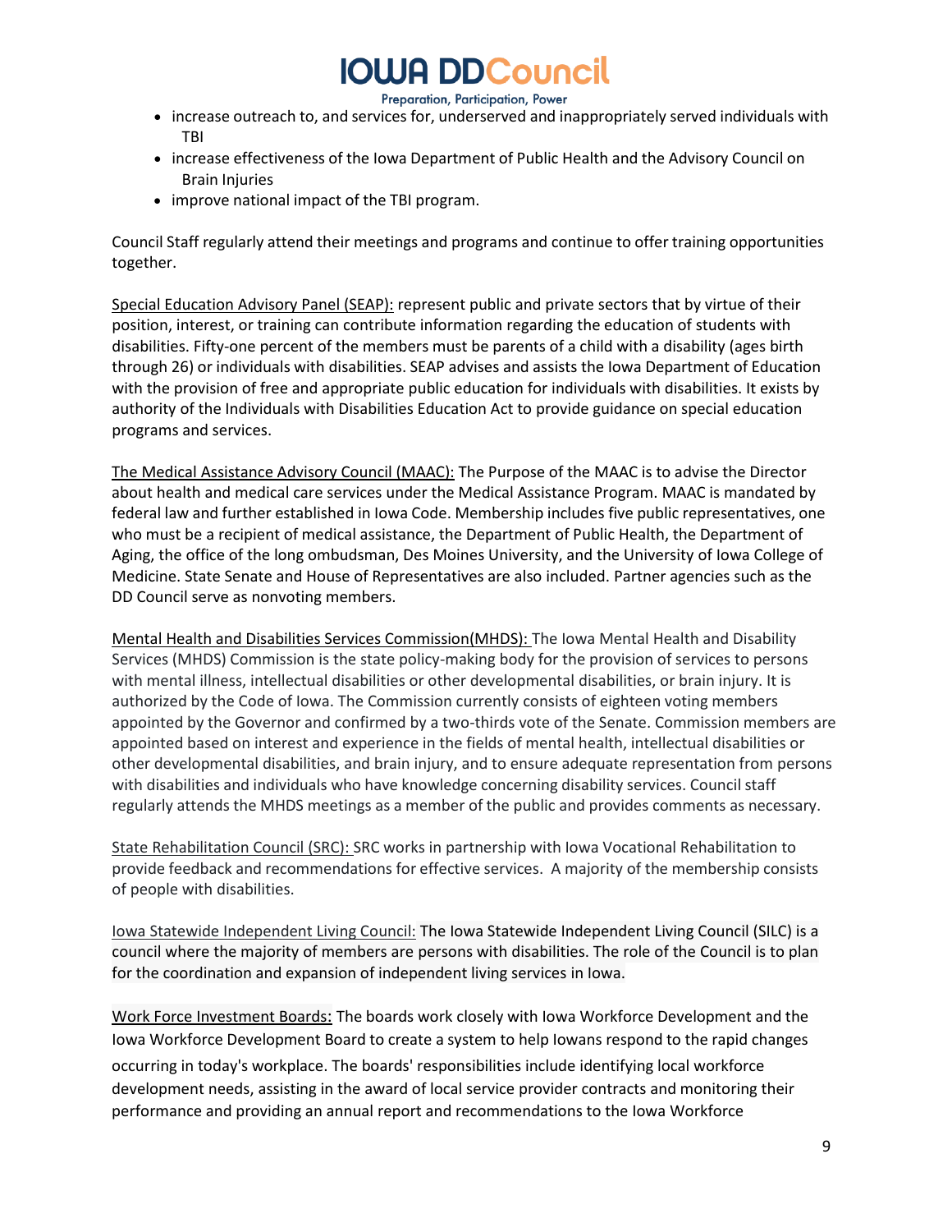- increase outreach to, and services for, underserved and inappropriately served individuals with TBI
- increase effectiveness of the Iowa Department of Public Health and the Advisory Council on Brain Injuries
- improve national impact of the TBI program.

Council Staff regularly attend their meetings and programs and continue to offer training opportunities together.

Special Education Advisory Panel (SEAP): represent public and private sectors that by virtue of their position, interest, or training can contribute information regarding the education of students with disabilities. Fifty-one percent of the members must be parents of a child with a disability (ages birth through 26) or individuals with disabilities. SEAP advises and assists the Iowa Department of Education with the provision of free and appropriate public education for individuals with disabilities. It exists by authority of the Individuals with Disabilities Education Act to provide guidance on special education programs and services.

The Medical Assistance Advisory Council (MAAC): The Purpose of the MAAC is to advise the Director about health and medical care services under the Medical Assistance Program. MAAC is mandated by federal law and further established in Iowa Code. Membership includes five public representatives, one who must be a recipient of medical assistance, the Department of Public Health, the Department of Aging, the office of the long ombudsman, Des Moines University, and the University of Iowa College of Medicine. State Senate and House of Representatives are also included. Partner agencies such as the DD Council serve as nonvoting members.

Mental Health and Disabilities Services Commission(MHDS): The Iowa Mental Health and Disability Services (MHDS) Commission is the state policy-making body for the provision of services to persons with mental illness, intellectual disabilities or other developmental disabilities, or brain injury. It is authorized by the Code of Iowa. The Commission currently consists of eighteen voting members appointed by the Governor and confirmed by a two-thirds vote of the Senate. Commission members are appointed based on interest and experience in the fields of mental health, intellectual disabilities or other developmental disabilities, and brain injury, and to ensure adequate representation from persons with disabilities and individuals who have knowledge concerning disability services. Council staff regularly attends the MHDS meetings as a member of the public and provides comments as necessary.

State Rehabilitation Council (SRC): SRC works in partnership with Iowa Vocational Rehabilitation to provide feedback and recommendations for effective services. A majority of the membership consists of people with disabilities.

Iowa Statewide Independent Living Council: The Iowa Statewide Independent Living Council (SILC) is a council where the majority of members are persons with disabilities. The role of the Council is to plan for the coordination and expansion of independent living services in Iowa.

Work Force Investment Boards: The boards work closely with Iowa Workforce Development and the Iowa Workforce Development Board to create a system to help Iowans respond to the rapid changes occurring in today's workplace. The boards' responsibilities include identifying local workforce development needs, assisting in the award of local service provider contracts and monitoring their performance and providing an annual report and recommendations to the Iowa Workforce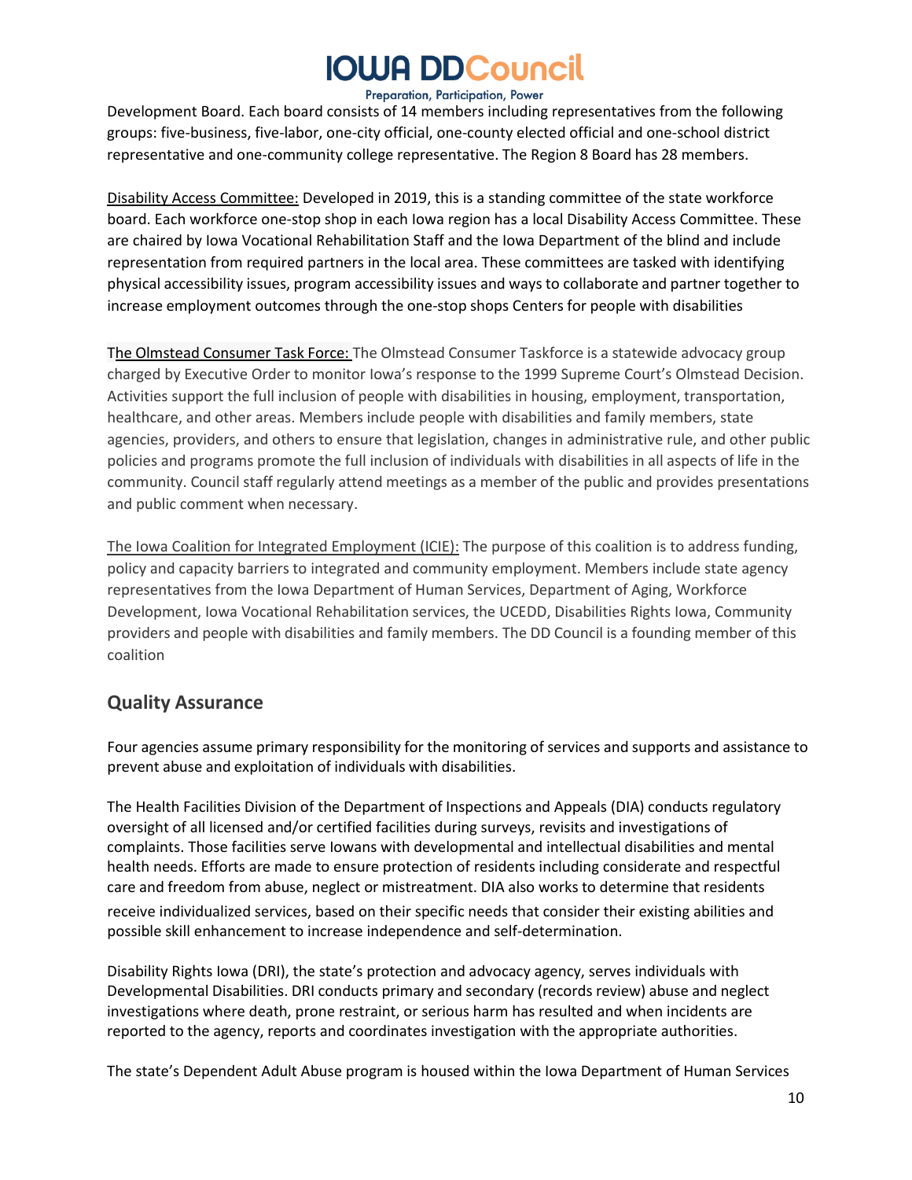Development Board. Each board consists of 14 members including representatives from the following groups: five-business, five-labor, one-city official, one-county elected official and one-school district representative and one-community college representative. The Region 8 Board has 28 members.

Disability Access Committee: Developed in 2019, this is a standing committee of the state workforce board. Each workforce one-stop shop in each Iowa region has a local Disability Access Committee. These are chaired by Iowa Vocational Rehabilitation Staff and the Iowa Department of the blind and include representation from required partners in the local area. These committees are tasked with identifying physical accessibility issues, program accessibility issues and ways to collaborate and partner together to increase employment outcomes through the one-stop shops Centers for people with disabilities

The Olmstead Consumer Task Force: The Olmstead Consumer Taskforce is a statewide advocacy group charged by Executive Order to monitor Iowa's response to the 1999 Supreme Court's Olmstead Decision. Activities support the full inclusion of people with disabilities in housing, employment, transportation, healthcare, and other areas. Members include people with disabilities and family members, state agencies, providers, and others to ensure that legislation, changes in administrative rule, and other public policies and programs promote the full inclusion of individuals with disabilities in all aspects of life in the community. Council staff regularly attend meetings as a member of the public and provides presentations and public comment when necessary.

The Iowa Coalition for Integrated Employment (ICIE): The purpose of this coalition is to address funding, policy and capacity barriers to integrated and community employment. Members include state agency representatives from the Iowa Department of Human Services, Department of Aging, Workforce Development, Iowa Vocational Rehabilitation services, the UCEDD, Disabilities Rights Iowa, Community providers and people with disabilities and family members. The DD Council is a founding member of this coalition

## Quality Assurance

Four agencies assume primary responsibility for the monitoring of services and supports and assistance to prevent abuse and exploitation of individuals with disabilities.

The Health Facilities Division of the Department of Inspections and Appeals (DIA) conducts regulatory oversight of all licensed and/or certified facilities during surveys, revisits and investigations of complaints. Those facilities serve Iowans with developmental and intellectual disabilities and mental health needs. Efforts are made to ensure protection of residents including considerate and respectful care and freedom from abuse, neglect or mistreatment. DIA also works to determine that residents receive individualized services, based on their specific needs that consider their existing abilities and possible skill enhancement to increase independence and self-determination.

Disability Rights Iowa (DRI), the state's protection and advocacy agency, serves individuals with Developmental Disabilities. DRI conducts primary and secondary (records review) abuse and neglect investigations where death, prone restraint, or serious harm has resulted and when incidents are reported to the agency, reports and coordinates investigation with the appropriate authorities.

The state's Dependent Adult Abuse program is housed within the Iowa Department of Human Services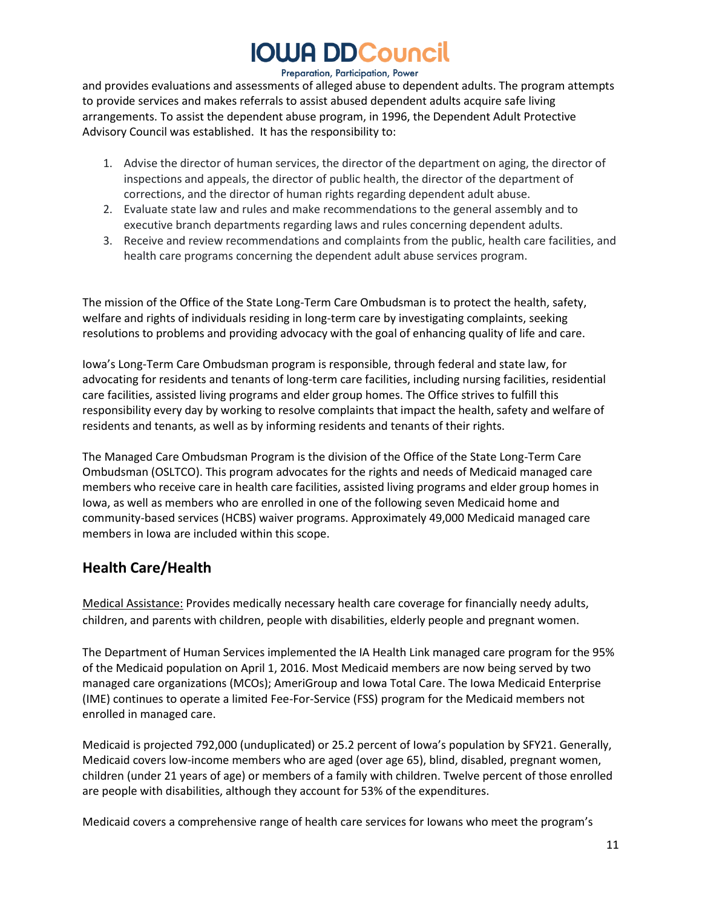and provides evaluations and assessments of alleged abuse to dependent adults. The program attempts to provide services and makes referrals to assist abused dependent adults acquire safe living arrangements. To assist the dependent abuse program, in 1996, the Dependent Adult Protective Advisory Council was established. It has the responsibility to:

1. Advise the director of human services, the director of the department on aging, the director of inspections and appeals, the director of public health, the director of the department of corrections, and the director of human rights regarding dependent adult abuse.
2. Evaluate state law and rules and make recommendations to the general assembly and to executive branch departments regarding laws and rules concerning dependent adults.
3. Receive and review recommendations and complaints from the public, health care facilities, and health care programs concerning the dependent adult abuse services program.

The mission of the Office of the State Long-Term Care Ombudsman is to protect the health, safety, welfare and rights of individuals residing in long-term care by investigating complaints, seeking resolutions to problems and providing advocacy with the goal of enhancing quality of life and care.

Iowa's Long-Term Care Ombudsman program is responsible, through federal and state law, for advocating for residents and tenants of long-term care facilities, including nursing facilities, residential care facilities, assisted living programs and elder group homes. The Office strives to fulfill this responsibility every day by working to resolve complaints that impact the health, safety and welfare of residents and tenants, as well as by informing residents and tenants of their rights.

The Managed Care Ombudsman Program is the division of the Office of the State Long-Term Care Ombudsman (OSLTCO). This program advocates for the rights and needs of Medicaid managed care members who receive care in health care facilities, assisted living programs and elder group homes in Iowa, as well as members who are enrolled in one of the following seven Medicaid home and community-based services (HCBS) waiver programs. Approximately 49,000 Medicaid managed care members in Iowa are included within this scope.

## Health Care/Health

Medical Assistance: Provides medically necessary health care coverage for financially needy adults, children, and parents with children, people with disabilities, elderly people and pregnant women.

The Department of Human Services implemented the IA Health Link managed care program for the 95% of the Medicaid population on April 1, 2016. Most Medicaid members are now being served by two managed care organizations (MCOs); AmeriGroup and Iowa Total Care. The Iowa Medicaid Enterprise (IME) continues to operate a limited Fee-For-Service (FSS) program for the Medicaid members not enrolled in managed care.

Medicaid is projected 792,000 (unduplicated) or 25.2 percent of Iowa's population by SFY21. Generally, Medicaid covers low-income members who are aged (over age 65), blind, disabled, pregnant women, children (under 21 years of age) or members of a family with children. Twelve percent of those enrolled are people with disabilities, although they account for 53% of the expenditures.

Medicaid covers a comprehensive range of health care services for Iowans who meet the program's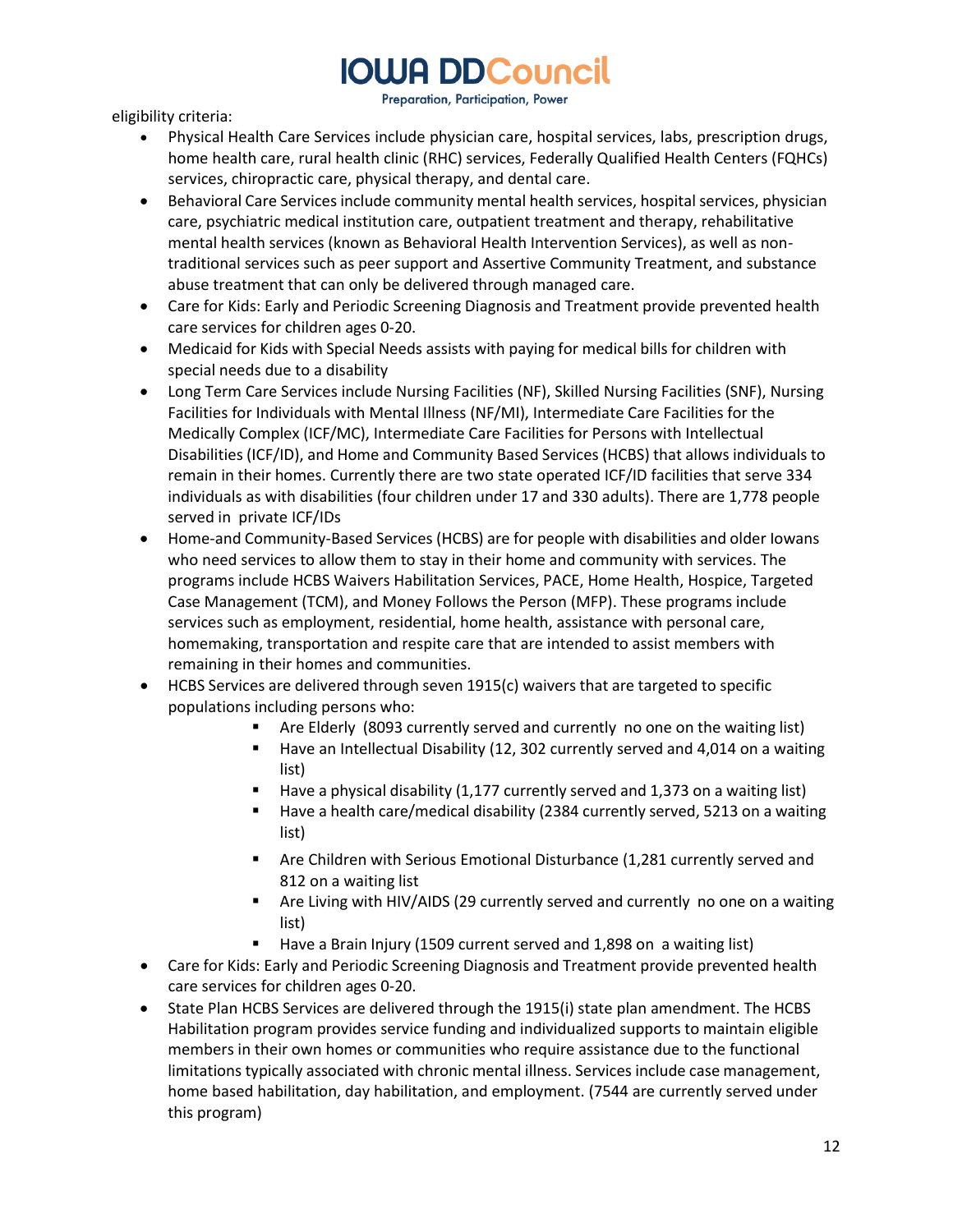eligibility criteria:

- Physical Health Care Services include physician care, hospital services, labs, prescription drugs, home health care, rural health clinic (RHC) services, Federally Qualified Health Centers (FQHCs) services, chiropractic care, physical therapy, and dental care.
- Behavioral Care Services include community mental health services, hospital services, physician care, psychiatric medical institution care, outpatient treatment and therapy, rehabilitative mental health services (known as Behavioral Health Intervention Services), as well as non-traditional services such as peer support and Assertive Community Treatment, and substance abuse treatment that can only be delivered through managed care.
- Care for Kids: Early and Periodic Screening Diagnosis and Treatment provide prevented health care services for children ages 0-20.
- Medicaid for Kids with Special Needs assists with paying for medical bills for children with special needs due to a disability
- Long Term Care Services include Nursing Facilities (NF), Skilled Nursing Facilities (SNF), Nursing Facilities for Individuals with Mental Illness (NF/MI), Intermediate Care Facilities for the Medically Complex (ICF/MC), Intermediate Care Facilities for Persons with Intellectual Disabilities (ICF/ID), and Home and Community Based Services (HCBS) that allows individuals to remain in their homes. Currently there are two state operated ICF/ID facilities that serve 334 individuals as with disabilities (four children under 17 and 330 adults). There are 1,778 people served in private ICF/IDs
- Home-and Community-Based Services (HCBS) are for people with disabilities and older Iowans who need services to allow them to stay in their home and community with services. The programs include HCBS Waivers Habilitation Services, PACE, Home Health, Hospice, Targeted Case Management (TCM), and Money Follows the Person (MFP). These programs include services such as employment, residential, home health, assistance with personal care, homemaking, transportation and respite care that are intended to assist members with remaining in their homes and communities.
- HCBS Services are delivered through seven 1915(c) waivers that are targeted to specific populations including persons who:
  - Are Elderly (8093 currently served and currently no one on the waiting list)
  - Have an Intellectual Disability (12, 302 currently served and 4,014 on a waiting list)
  - Have a physical disability (1,177 currently served and 1,373 on a waiting list)
  - Have a health care/medical disability (2384 currently served, 5213 on a waiting list)
  - Are Children with Serious Emotional Disturbance (1,281 currently served and 812 on a waiting list
  - Are Living with HIV/AIDS (29 currently served and currently no one on a waiting list)
  - Have a Brain Injury (1509 current served and 1,898 on a waiting list)
- Care for Kids: Early and Periodic Screening Diagnosis and Treatment provide prevented health care services for children ages 0-20.
- State Plan HCBS Services are delivered through the 1915(i) state plan amendment. The HCBS Habilitation program provides service funding and individualized supports to maintain eligible members in their own homes or communities who require assistance due to the functional limitations typically associated with chronic mental illness. Services include case management, home based habilitation, day habilitation, and employment. (7544 are currently served under this program)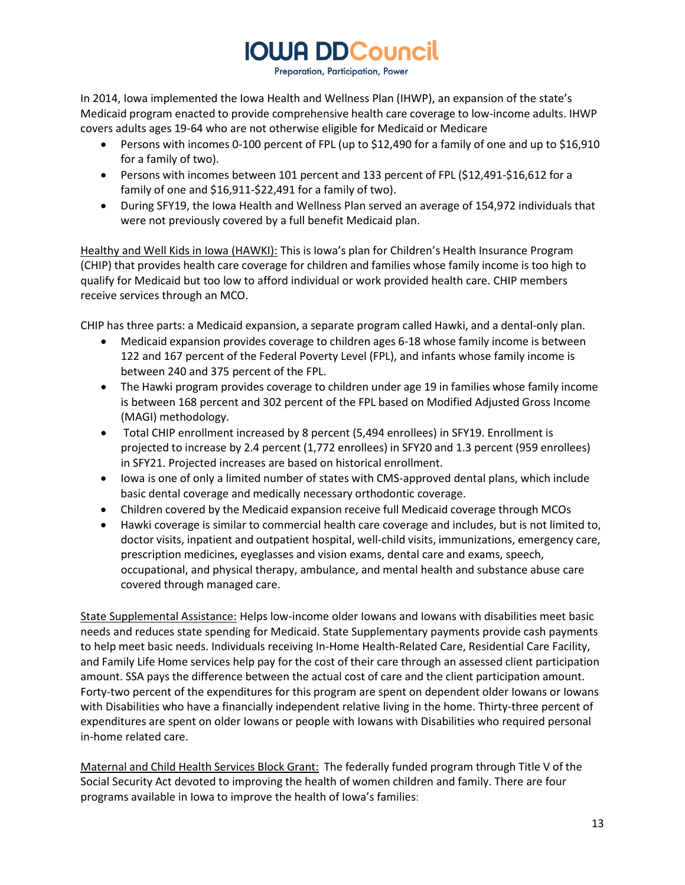In 2014, Iowa implemented the Iowa Health and Wellness Plan (IHWP), an expansion of the state's Medicaid program enacted to provide comprehensive health care coverage to low-income adults. IHWP covers adults ages 19-64 who are not otherwise eligible for Medicaid or Medicare

- Persons with incomes 0-100 percent of FPL (up to $12,490 for a family of one and up to $16,910 for a family of two).
- Persons with incomes between 101 percent and 133 percent of FPL ($12,491-$16,612 for a family of one and $16,911-$22,491 for a family of two).
- During SFY19, the Iowa Health and Wellness Plan served an average of 154,972 individuals that were not previously covered by a full benefit Medicaid plan.

<u>Healthy and Well Kids in Iowa (HAWKI):</u> This is Iowa's plan for Children's Health Insurance Program (CHIP) that provides health care coverage for children and families whose family income is too high to qualify for Medicaid but too low to afford individual or work provided health care. CHIP members receive services through an MCO.

CHIP has three parts: a Medicaid expansion, a separate program called Hawki, and a dental-only plan.

- Medicaid expansion provides coverage to children ages 6-18 whose family income is between 122 and 167 percent of the Federal Poverty Level (FPL), and infants whose family income is between 240 and 375 percent of the FPL.
- The Hawki program provides coverage to children under age 19 in families whose family income is between 168 percent and 302 percent of the FPL based on Modified Adjusted Gross Income (MAGI) methodology.
- Total CHIP enrollment increased by 8 percent (5,494 enrollees) in SFY19. Enrollment is projected to increase by 2.4 percent (1,772 enrollees) in SFY20 and 1.3 percent (959 enrollees) in SFY21. Projected increases are based on historical enrollment.
- Iowa is one of only a limited number of states with CMS-approved dental plans, which include basic dental coverage and medically necessary orthodontic coverage.
- Children covered by the Medicaid expansion receive full Medicaid coverage through MCOs
- Hawki coverage is similar to commercial health care coverage and includes, but is not limited to, doctor visits, inpatient and outpatient hospital, well-child visits, immunizations, emergency care, prescription medicines, eyeglasses and vision exams, dental care and exams, speech, occupational, and physical therapy, ambulance, and mental health and substance abuse care covered through managed care.

<u>State Supplemental Assistance:</u> Helps low-income older Iowans and Iowans with disabilities meet basic needs and reduces state spending for Medicaid. State Supplementary payments provide cash payments to help meet basic needs. Individuals receiving In-Home Health-Related Care, Residential Care Facility, and Family Life Home services help pay for the cost of their care through an assessed client participation amount. SSA pays the difference between the actual cost of care and the client participation amount. Forty-two percent of the expenditures for this program are spent on dependent older Iowans or Iowans with Disabilities who have a financially independent relative living in the home. Thirty-three percent of expenditures are spent on older Iowans or people with Iowans with Disabilities who required personal in-home related care.

<u>Maternal and Child Health Services Block Grant:</u> The federally funded program through Title V of the Social Security Act devoted to improving the health of women children and family. There are four programs available in Iowa to improve the health of Iowa's families: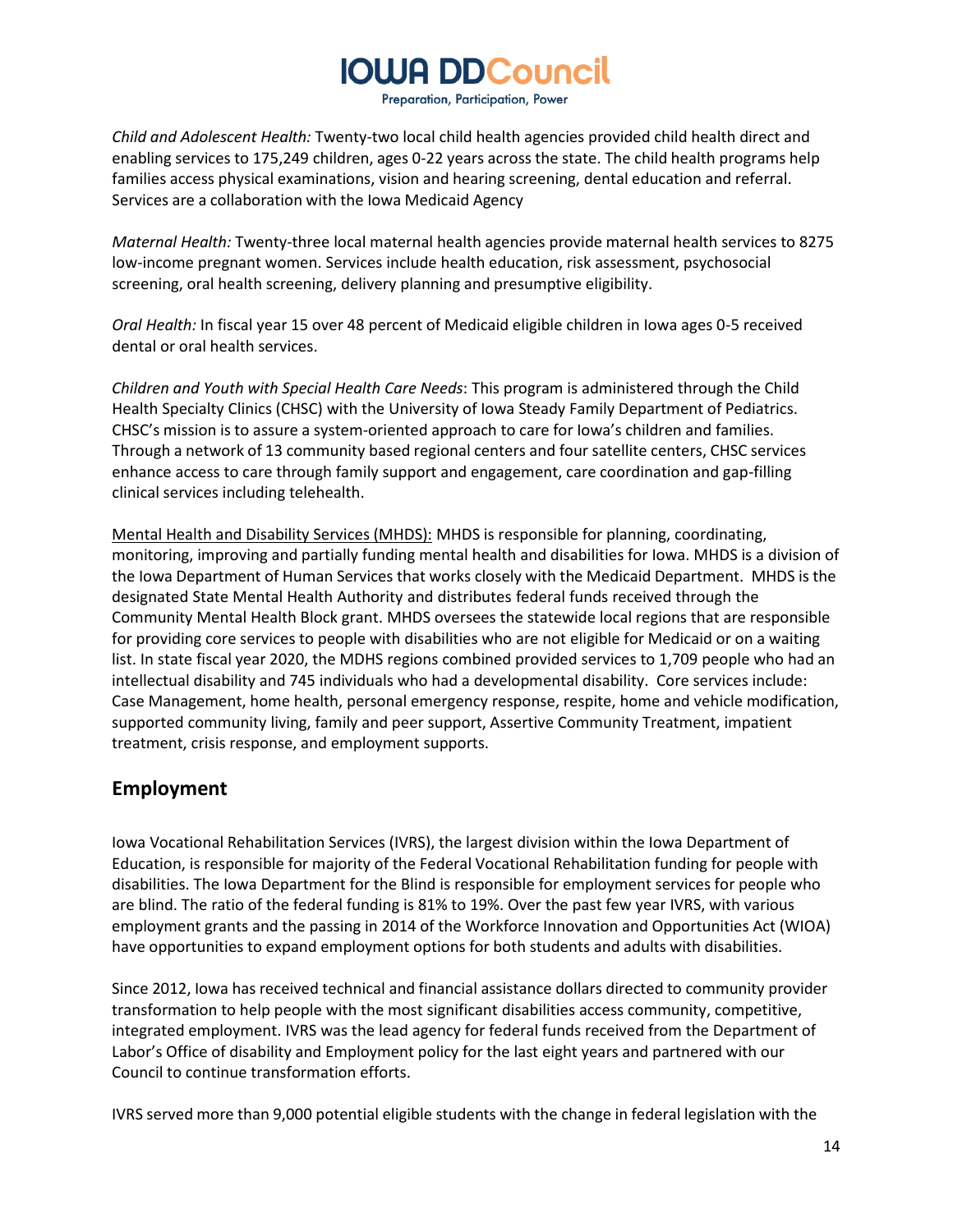*Child and Adolescent Health:* Twenty-two local child health agencies provided child health direct and enabling services to 175,249 children, ages 0-22 years across the state. The child health programs help families access physical examinations, vision and hearing screening, dental education and referral. Services are a collaboration with the Iowa Medicaid Agency

*Maternal Health:* Twenty-three local maternal health agencies provide maternal health services to 8275 low-income pregnant women. Services include health education, risk assessment, psychosocial screening, oral health screening, delivery planning and presumptive eligibility.

*Oral Health:* In fiscal year 15 over 48 percent of Medicaid eligible children in Iowa ages 0-5 received dental or oral health services.

*Children and Youth with Special Health Care Needs*: This program is administered through the Child Health Specialty Clinics (CHSC) with the University of Iowa Steady Family Department of Pediatrics. CHSC's mission is to assure a system-oriented approach to care for Iowa's children and families. Through a network of 13 community based regional centers and four satellite centers, CHSC services enhance access to care through family support and engagement, care coordination and gap-filling clinical services including telehealth.

<u>Mental Health and Disability Services (MHDS):</u> MHDS is responsible for planning, coordinating, monitoring, improving and partially funding mental health and disabilities for Iowa. MHDS is a division of the Iowa Department of Human Services that works closely with the Medicaid Department. MHDS is the designated State Mental Health Authority and distributes federal funds received through the Community Mental Health Block grant. MHDS oversees the statewide local regions that are responsible for providing core services to people with disabilities who are not eligible for Medicaid or on a waiting list. In state fiscal year 2020, the MDHS regions combined provided services to 1,709 people who had an intellectual disability and 745 individuals who had a developmental disability. Core services include: Case Management, home health, personal emergency response, respite, home and vehicle modification, supported community living, family and peer support, Assertive Community Treatment, impatient treatment, crisis response, and employment supports.

## Employment

Iowa Vocational Rehabilitation Services (IVRS), the largest division within the Iowa Department of Education, is responsible for majority of the Federal Vocational Rehabilitation funding for people with disabilities. The Iowa Department for the Blind is responsible for employment services for people who are blind. The ratio of the federal funding is 81% to 19%. Over the past few year IVRS, with various employment grants and the passing in 2014 of the Workforce Innovation and Opportunities Act (WIOA) have opportunities to expand employment options for both students and adults with disabilities.

Since 2012, Iowa has received technical and financial assistance dollars directed to community provider transformation to help people with the most significant disabilities access community, competitive, integrated employment. IVRS was the lead agency for federal funds received from the Department of Labor's Office of disability and Employment policy for the last eight years and partnered with our Council to continue transformation efforts.

IVRS served more than 9,000 potential eligible students with the change in federal legislation with the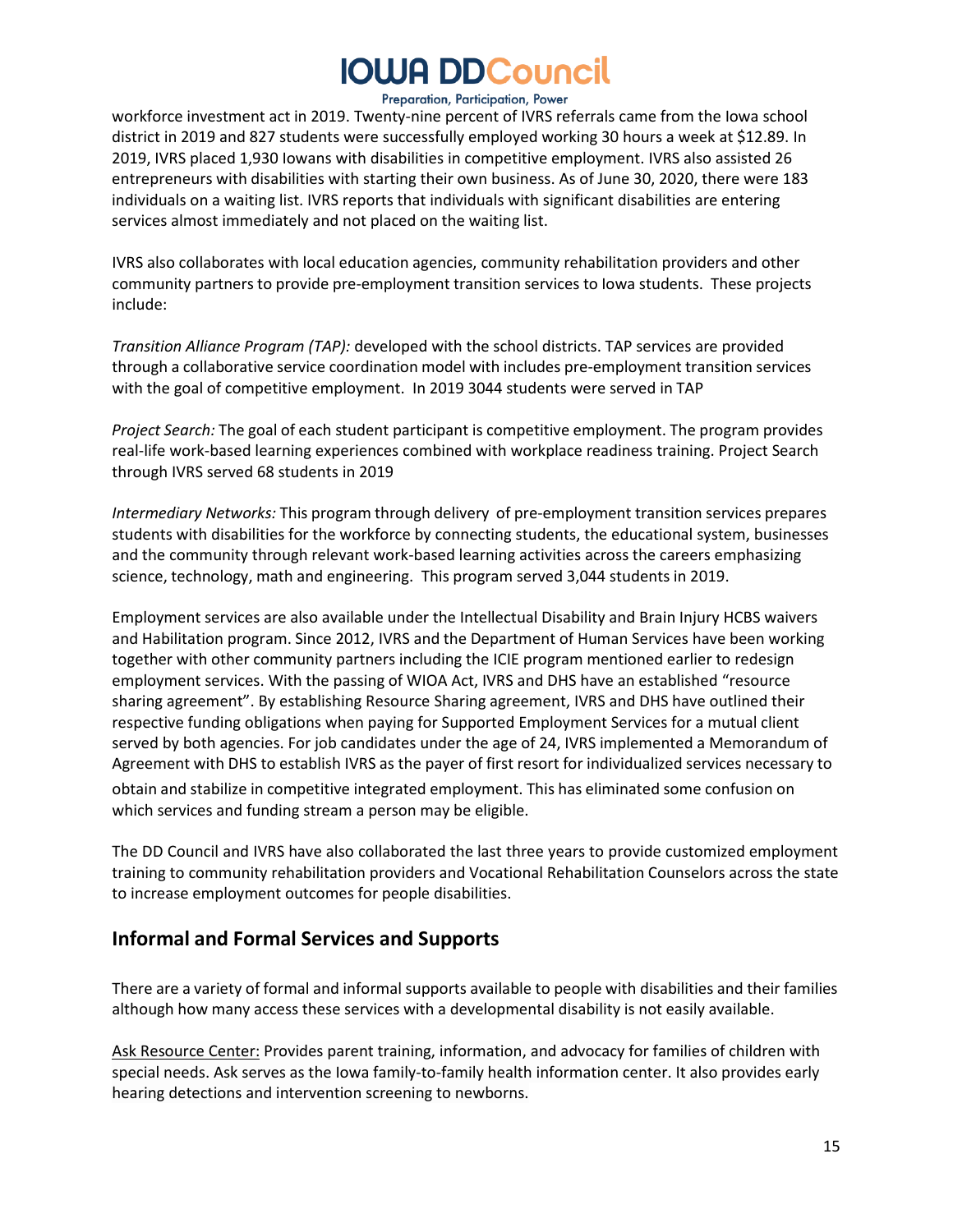workforce investment act in 2019. Twenty-nine percent of IVRS referrals came from the Iowa school district in 2019 and 827 students were successfully employed working 30 hours a week at $12.89. In 2019, IVRS placed 1,930 Iowans with disabilities in competitive employment. IVRS also assisted 26 entrepreneurs with disabilities with starting their own business. As of June 30, 2020, there were 183 individuals on a waiting list. IVRS reports that individuals with significant disabilities are entering services almost immediately and not placed on the waiting list.

IVRS also collaborates with local education agencies, community rehabilitation providers and other community partners to provide pre-employment transition services to Iowa students. These projects include:

*Transition Alliance Program (TAP):* developed with the school districts. TAP services are provided through a collaborative service coordination model with includes pre-employment transition services with the goal of competitive employment. In 2019 3044 students were served in TAP

*Project Search:* The goal of each student participant is competitive employment. The program provides real-life work-based learning experiences combined with workplace readiness training. Project Search through IVRS served 68 students in 2019

*Intermediary Networks:* This program through delivery of pre-employment transition services prepares students with disabilities for the workforce by connecting students, the educational system, businesses and the community through relevant work-based learning activities across the careers emphasizing science, technology, math and engineering. This program served 3,044 students in 2019.

Employment services are also available under the Intellectual Disability and Brain Injury HCBS waivers and Habilitation program. Since 2012, IVRS and the Department of Human Services have been working together with other community partners including the ICIE program mentioned earlier to redesign employment services. With the passing of WIOA Act, IVRS and DHS have an established "resource sharing agreement". By establishing Resource Sharing agreement, IVRS and DHS have outlined their respective funding obligations when paying for Supported Employment Services for a mutual client served by both agencies. For job candidates under the age of 24, IVRS implemented a Memorandum of Agreement with DHS to establish IVRS as the payer of first resort for individualized services necessary to obtain and stabilize in competitive integrated employment. This has eliminated some confusion on which services and funding stream a person may be eligible.

The DD Council and IVRS have also collaborated the last three years to provide customized employment training to community rehabilitation providers and Vocational Rehabilitation Counselors across the state to increase employment outcomes for people disabilities.

## Informal and Formal Services and Supports

There are a variety of formal and informal supports available to people with disabilities and their families although how many access these services with a developmental disability is not easily available.

Ask Resource Center: Provides parent training, information, and advocacy for families of children with special needs. Ask serves as the Iowa family-to-family health information center. It also provides early hearing detections and intervention screening to newborns.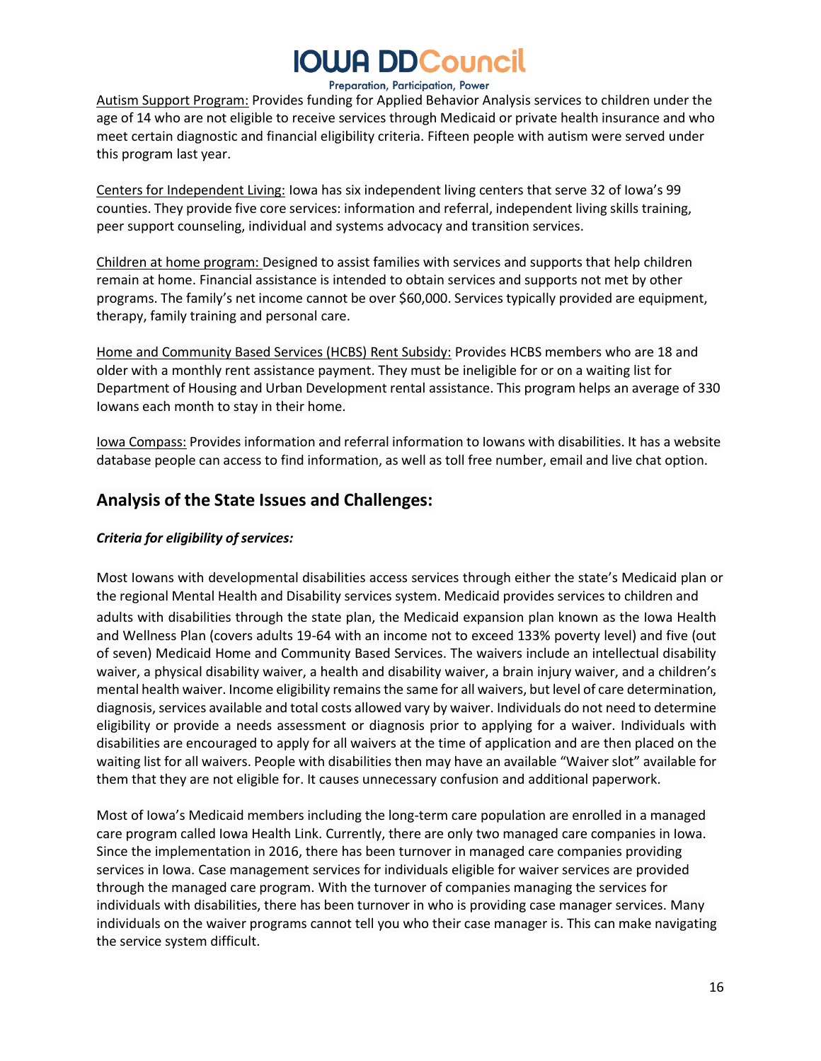Autism Support Program: Provides funding for Applied Behavior Analysis services to children under the age of 14 who are not eligible to receive services through Medicaid or private health insurance and who meet certain diagnostic and financial eligibility criteria. Fifteen people with autism were served under this program last year.

Centers for Independent Living: Iowa has six independent living centers that serve 32 of Iowa's 99 counties. They provide five core services: information and referral, independent living skills training, peer support counseling, individual and systems advocacy and transition services.

Children at home program: Designed to assist families with services and supports that help children remain at home. Financial assistance is intended to obtain services and supports not met by other programs. The family's net income cannot be over $60,000. Services typically provided are equipment, therapy, family training and personal care.

Home and Community Based Services (HCBS) Rent Subsidy: Provides HCBS members who are 18 and older with a monthly rent assistance payment. They must be ineligible for or on a waiting list for Department of Housing and Urban Development rental assistance. This program helps an average of 330 Iowans each month to stay in their home.

Iowa Compass: Provides information and referral information to Iowans with disabilities. It has a website database people can access to find information, as well as toll free number, email and live chat option.

## Analysis of the State Issues and Challenges:

***Criteria for eligibility of services:***

Most Iowans with developmental disabilities access services through either the state's Medicaid plan or the regional Mental Health and Disability services system. Medicaid provides services to children and adults with disabilities through the state plan, the Medicaid expansion plan known as the Iowa Health and Wellness Plan (covers adults 19-64 with an income not to exceed 133% poverty level) and five (out of seven) Medicaid Home and Community Based Services. The waivers include an intellectual disability waiver, a physical disability waiver, a health and disability waiver, a brain injury waiver, and a children's mental health waiver. Income eligibility remains the same for all waivers, but level of care determination, diagnosis, services available and total costs allowed vary by waiver. Individuals do not need to determine eligibility or provide a needs assessment or diagnosis prior to applying for a waiver. Individuals with disabilities are encouraged to apply for all waivers at the time of application and are then placed on the waiting list for all waivers. People with disabilities then may have an available "Waiver slot" available for them that they are not eligible for. It causes unnecessary confusion and additional paperwork.

Most of Iowa's Medicaid members including the long-term care population are enrolled in a managed care program called Iowa Health Link. Currently, there are only two managed care companies in Iowa. Since the implementation in 2016, there has been turnover in managed care companies providing services in Iowa. Case management services for individuals eligible for waiver services are provided through the managed care program. With the turnover of companies managing the services for individuals with disabilities, there has been turnover in who is providing case manager services. Many individuals on the waiver programs cannot tell you who their case manager is. This can make navigating the service system difficult.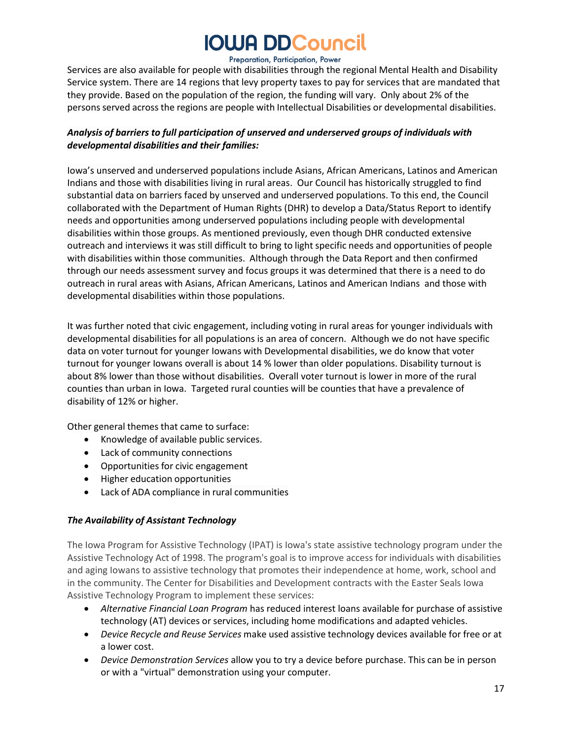Services are also available for people with disabilities through the regional Mental Health and Disability Service system. There are 14 regions that levy property taxes to pay for services that are mandated that they provide. Based on the population of the region, the funding will vary. Only about 2% of the persons served across the regions are people with Intellectual Disabilities or developmental disabilities.

***Analysis of barriers to full participation of unserved and underserved groups of individuals with developmental disabilities and their families:***

Iowa's unserved and underserved populations include Asians, African Americans, Latinos and American Indians and those with disabilities living in rural areas. Our Council has historically struggled to find substantial data on barriers faced by unserved and underserved populations. To this end, the Council collaborated with the Department of Human Rights (DHR) to develop a Data/Status Report to identify needs and opportunities among underserved populations including people with developmental disabilities within those groups. As mentioned previously, even though DHR conducted extensive outreach and interviews it was still difficult to bring to light specific needs and opportunities of people with disabilities within those communities. Although through the Data Report and then confirmed through our needs assessment survey and focus groups it was determined that there is a need to do outreach in rural areas with Asians, African Americans, Latinos and American Indians and those with developmental disabilities within those populations.

It was further noted that civic engagement, including voting in rural areas for younger individuals with developmental disabilities for all populations is an area of concern. Although we do not have specific data on voter turnout for younger Iowans with Developmental disabilities, we do know that voter turnout for younger Iowans overall is about 14 % lower than older populations. Disability turnout is about 8% lower than those without disabilities. Overall voter turnout is lower in more of the rural counties than urban in Iowa. Targeted rural counties will be counties that have a prevalence of disability of 12% or higher.

Other general themes that came to surface:

- Knowledge of available public services.
- Lack of community connections
- Opportunities for civic engagement
- Higher education opportunities
- Lack of ADA compliance in rural communities

***The Availability of Assistant Technology***

The Iowa Program for Assistive Technology (IPAT) is Iowa's state assistive technology program under the Assistive Technology Act of 1998. The program's goal is to improve access for individuals with disabilities and aging Iowans to assistive technology that promotes their independence at home, work, school and in the community. The Center for Disabilities and Development contracts with the Easter Seals Iowa Assistive Technology Program to implement these services:

- *Alternative Financial Loan Program* has reduced interest loans available for purchase of assistive technology (AT) devices or services, including home modifications and adapted vehicles.
- *Device Recycle and Reuse Services* make used assistive technology devices available for free or at a lower cost.
- *Device Demonstration Services* allow you to try a device before purchase. This can be in person or with a "virtual" demonstration using your computer.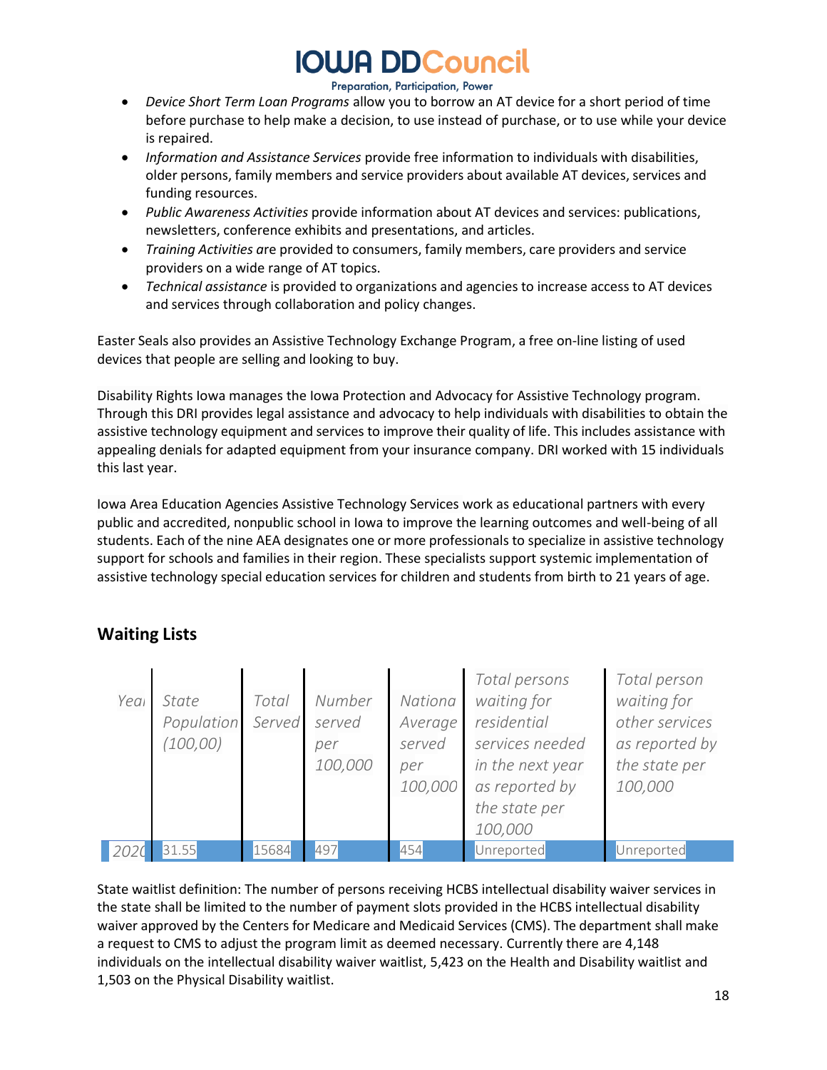- *Device Short Term Loan Programs* allow you to borrow an AT device for a short period of time before purchase to help make a decision, to use instead of purchase, or to use while your device is repaired.
- *Information and Assistance Services* provide free information to individuals with disabilities, older persons, family members and service providers about available AT devices, services and funding resources.
- *Public Awareness Activities* provide information about AT devices and services: publications, newsletters, conference exhibits and presentations, and articles.
- *Training Activities a*re provided to consumers, family members, care providers and service providers on a wide range of AT topics.
- *Technical assistance* is provided to organizations and agencies to increase access to AT devices and services through collaboration and policy changes.

Easter Seals also provides an Assistive Technology Exchange Program, a free on-line listing of used devices that people are selling and looking to buy.

Disability Rights Iowa manages the Iowa Protection and Advocacy for Assistive Technology program. Through this DRI provides legal assistance and advocacy to help individuals with disabilities to obtain the assistive technology equipment and services to improve their quality of life. This includes assistance with appealing denials for adapted equipment from your insurance company. DRI worked with 15 individuals this last year.

Iowa Area Education Agencies Assistive Technology Services work as educational partners with every public and accredited, nonpublic school in Iowa to improve the learning outcomes and well-being of all students. Each of the nine AEA designates one or more professionals to specialize in assistive technology support for schools and families in their region. These specialists support systemic implementation of assistive technology special education services for children and students from birth to 21 years of age.

## Waiting Lists

| *Year* | *State Population (100,00)* | *Total Served* | *Number served per 100,000* | *National Average served per 100,000* | *Total persons waiting for residential services needed in the next year as reported by the state per 100,000* | *Total person waiting for other services as reported by the state per 100,000* |
|---|---|---|---|---|---|---|
| 2020 | 31.55 | 15684 | 497 | 454 | Unreported | Unreported |

State waitlist definition: The number of persons receiving HCBS intellectual disability waiver services in the state shall be limited to the number of payment slots provided in the HCBS intellectual disability waiver approved by the Centers for Medicare and Medicaid Services (CMS). The department shall make a request to CMS to adjust the program limit as deemed necessary. Currently there are 4,148 individuals on the intellectual disability waiver waitlist, 5,423 on the Health and Disability waitlist and 1,503 on the Physical Disability waitlist.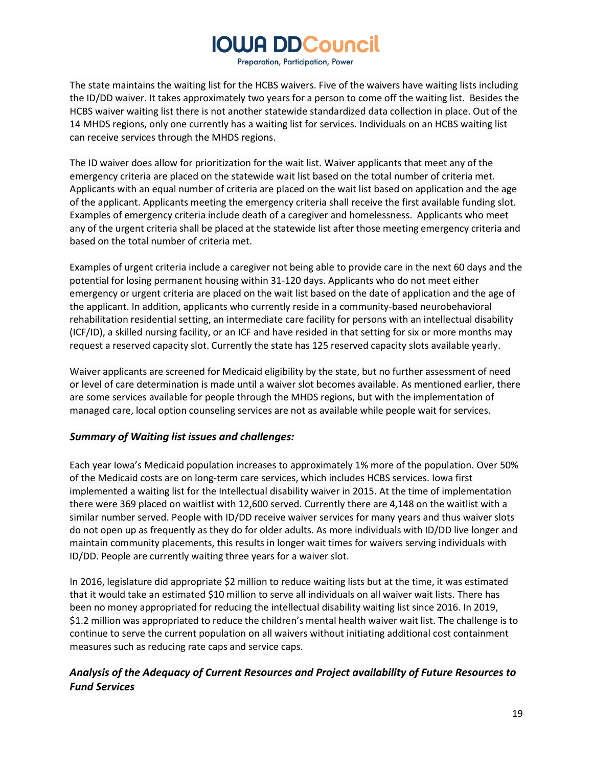The state maintains the waiting list for the HCBS waivers. Five of the waivers have waiting lists including the ID/DD waiver. It takes approximately two years for a person to come off the waiting list. Besides the HCBS waiver waiting list there is not another statewide standardized data collection in place. Out of the 14 MHDS regions, only one currently has a waiting list for services. Individuals on an HCBS waiting list can receive services through the MHDS regions.

The ID waiver does allow for prioritization for the wait list. Waiver applicants that meet any of the emergency criteria are placed on the statewide wait list based on the total number of criteria met. Applicants with an equal number of criteria are placed on the wait list based on application and the age of the applicant. Applicants meeting the emergency criteria shall receive the first available funding slot. Examples of emergency criteria include death of a caregiver and homelessness. Applicants who meet any of the urgent criteria shall be placed at the statewide list after those meeting emergency criteria and based on the total number of criteria met.

Examples of urgent criteria include a caregiver not being able to provide care in the next 60 days and the potential for losing permanent housing within 31-120 days. Applicants who do not meet either emergency or urgent criteria are placed on the wait list based on the date of application and the age of the applicant. In addition, applicants who currently reside in a community-based neurobehavioral rehabilitation residential setting, an intermediate care facility for persons with an intellectual disability (ICF/ID), a skilled nursing facility, or an ICF and have resided in that setting for six or more months may request a reserved capacity slot. Currently the state has 125 reserved capacity slots available yearly.

Waiver applicants are screened for Medicaid eligibility by the state, but no further assessment of need or level of care determination is made until a waiver slot becomes available. As mentioned earlier, there are some services available for people through the MHDS regions, but with the implementation of managed care, local option counseling services are not as available while people wait for services.

### *Summary of Waiting list issues and challenges:*

Each year Iowa's Medicaid population increases to approximately 1% more of the population. Over 50% of the Medicaid costs are on long-term care services, which includes HCBS services. Iowa first implemented a waiting list for the Intellectual disability waiver in 2015. At the time of implementation there were 369 placed on waitlist with 12,600 served. Currently there are 4,148 on the waitlist with a similar number served. People with ID/DD receive waiver services for many years and thus waiver slots do not open up as frequently as they do for older adults. As more individuals with ID/DD live longer and maintain community placements, this results in longer wait times for waivers serving individuals with ID/DD. People are currently waiting three years for a waiver slot.

In 2016, legislature did appropriate $2 million to reduce waiting lists but at the time, it was estimated that it would take an estimated $10 million to serve all individuals on all waiver wait lists. There has been no money appropriated for reducing the intellectual disability waiting list since 2016. In 2019, $1.2 million was appropriated to reduce the children's mental health waiver wait list. The challenge is to continue to serve the current population on all waivers without initiating additional cost containment measures such as reducing rate caps and service caps.

### *Analysis of the Adequacy of Current Resources and Project availability of Future Resources to Fund Services*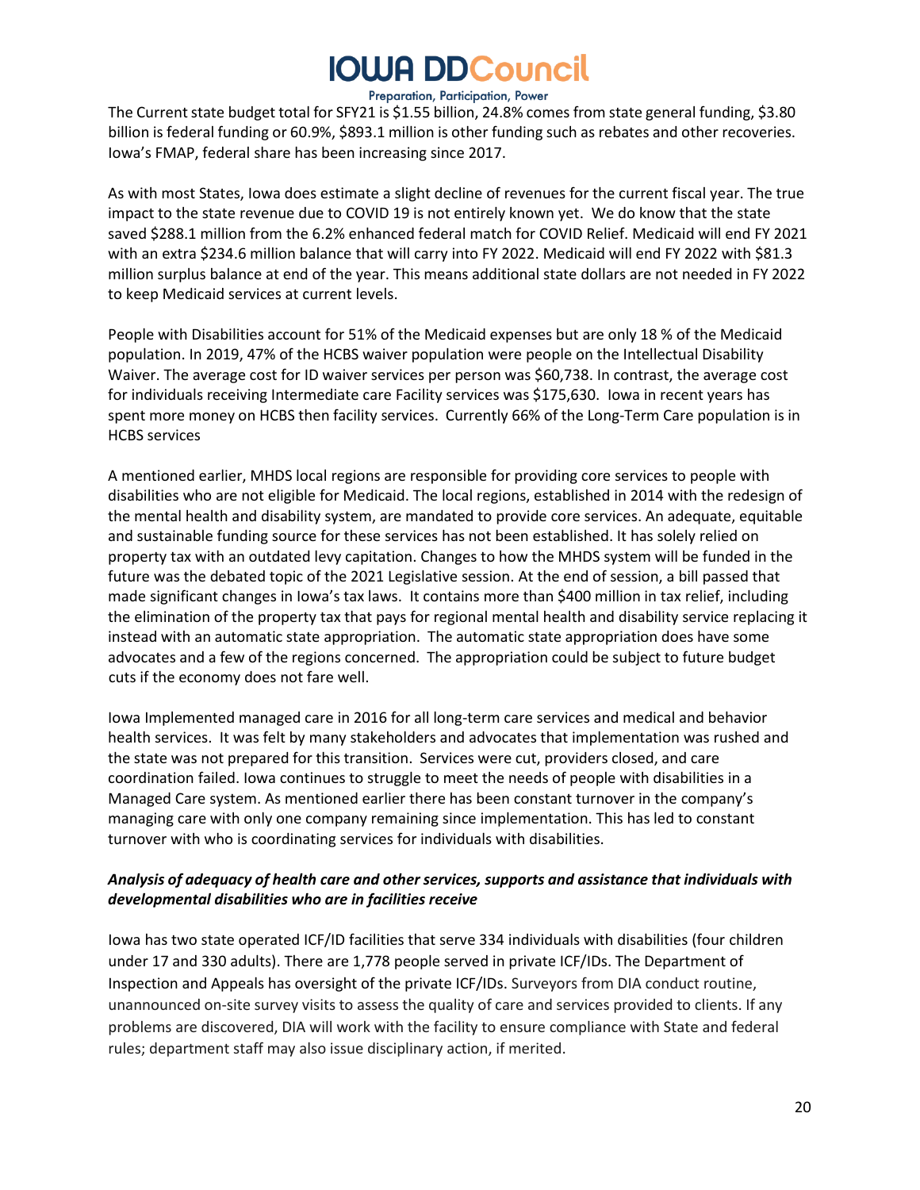The Current state budget total for SFY21 is $1.55 billion, 24.8% comes from state general funding, $3.80 billion is federal funding or 60.9%, $893.1 million is other funding such as rebates and other recoveries. Iowa's FMAP, federal share has been increasing since 2017.

As with most States, Iowa does estimate a slight decline of revenues for the current fiscal year. The true impact to the state revenue due to COVID 19 is not entirely known yet. We do know that the state saved $288.1 million from the 6.2% enhanced federal match for COVID Relief. Medicaid will end FY 2021 with an extra $234.6 million balance that will carry into FY 2022. Medicaid will end FY 2022 with $81.3 million surplus balance at end of the year. This means additional state dollars are not needed in FY 2022 to keep Medicaid services at current levels.

People with Disabilities account for 51% of the Medicaid expenses but are only 18 % of the Medicaid population. In 2019, 47% of the HCBS waiver population were people on the Intellectual Disability Waiver. The average cost for ID waiver services per person was $60,738. In contrast, the average cost for individuals receiving Intermediate care Facility services was $175,630. Iowa in recent years has spent more money on HCBS then facility services. Currently 66% of the Long-Term Care population is in HCBS services

A mentioned earlier, MHDS local regions are responsible for providing core services to people with disabilities who are not eligible for Medicaid. The local regions, established in 2014 with the redesign of the mental health and disability system, are mandated to provide core services. An adequate, equitable and sustainable funding source for these services has not been established. It has solely relied on property tax with an outdated levy capitation. Changes to how the MHDS system will be funded in the future was the debated topic of the 2021 Legislative session. At the end of session, a bill passed that made significant changes in Iowa's tax laws. It contains more than $400 million in tax relief, including the elimination of the property tax that pays for regional mental health and disability service replacing it instead with an automatic state appropriation. The automatic state appropriation does have some advocates and a few of the regions concerned. The appropriation could be subject to future budget cuts if the economy does not fare well.

Iowa Implemented managed care in 2016 for all long-term care services and medical and behavior health services. It was felt by many stakeholders and advocates that implementation was rushed and the state was not prepared for this transition. Services were cut, providers closed, and care coordination failed. Iowa continues to struggle to meet the needs of people with disabilities in a Managed Care system. As mentioned earlier there has been constant turnover in the company's managing care with only one company remaining since implementation. This has led to constant turnover with who is coordinating services for individuals with disabilities.

***Analysis of adequacy of health care and other services, supports and assistance that individuals with developmental disabilities who are in facilities receive***

Iowa has two state operated ICF/ID facilities that serve 334 individuals with disabilities (four children under 17 and 330 adults). There are 1,778 people served in private ICF/IDs. The Department of Inspection and Appeals has oversight of the private ICF/IDs. Surveyors from DIA conduct routine, unannounced on-site survey visits to assess the quality of care and services provided to clients. If any problems are discovered, DIA will work with the facility to ensure compliance with State and federal rules; department staff may also issue disciplinary action, if merited.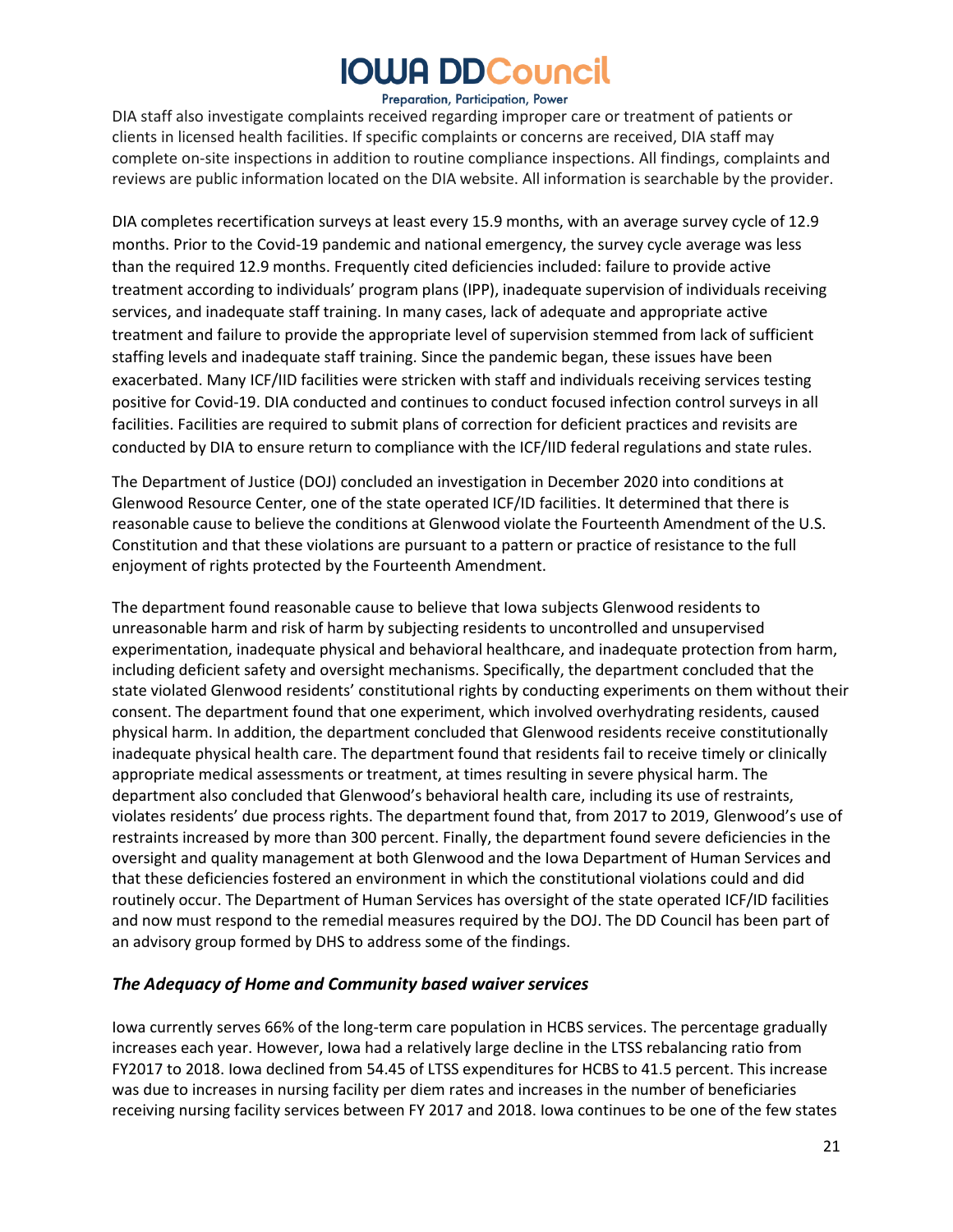DIA staff also investigate complaints received regarding improper care or treatment of patients or clients in licensed health facilities. If specific complaints or concerns are received, DIA staff may complete on-site inspections in addition to routine compliance inspections. All findings, complaints and reviews are public information located on the DIA website. All information is searchable by the provider.

DIA completes recertification surveys at least every 15.9 months, with an average survey cycle of 12.9 months. Prior to the Covid-19 pandemic and national emergency, the survey cycle average was less than the required 12.9 months. Frequently cited deficiencies included: failure to provide active treatment according to individuals' program plans (IPP), inadequate supervision of individuals receiving services, and inadequate staff training. In many cases, lack of adequate and appropriate active treatment and failure to provide the appropriate level of supervision stemmed from lack of sufficient staffing levels and inadequate staff training. Since the pandemic began, these issues have been exacerbated. Many ICF/IID facilities were stricken with staff and individuals receiving services testing positive for Covid-19. DIA conducted and continues to conduct focused infection control surveys in all facilities. Facilities are required to submit plans of correction for deficient practices and revisits are conducted by DIA to ensure return to compliance with the ICF/IID federal regulations and state rules.

The Department of Justice (DOJ) concluded an investigation in December 2020 into conditions at Glenwood Resource Center, one of the state operated ICF/ID facilities. It determined that there is reasonable cause to believe the conditions at Glenwood violate the Fourteenth Amendment of the U.S. Constitution and that these violations are pursuant to a pattern or practice of resistance to the full enjoyment of rights protected by the Fourteenth Amendment.

The department found reasonable cause to believe that Iowa subjects Glenwood residents to unreasonable harm and risk of harm by subjecting residents to uncontrolled and unsupervised experimentation, inadequate physical and behavioral healthcare, and inadequate protection from harm, including deficient safety and oversight mechanisms. Specifically, the department concluded that the state violated Glenwood residents' constitutional rights by conducting experiments on them without their consent. The department found that one experiment, which involved overhydrating residents, caused physical harm. In addition, the department concluded that Glenwood residents receive constitutionally inadequate physical health care. The department found that residents fail to receive timely or clinically appropriate medical assessments or treatment, at times resulting in severe physical harm. The department also concluded that Glenwood's behavioral health care, including its use of restraints, violates residents' due process rights. The department found that, from 2017 to 2019, Glenwood's use of restraints increased by more than 300 percent. Finally, the department found severe deficiencies in the oversight and quality management at both Glenwood and the Iowa Department of Human Services and that these deficiencies fostered an environment in which the constitutional violations could and did routinely occur. The Department of Human Services has oversight of the state operated ICF/ID facilities and now must respond to the remedial measures required by the DOJ. The DD Council has been part of an advisory group formed by DHS to address some of the findings.

### *The Adequacy of Home and Community based waiver services*

Iowa currently serves 66% of the long-term care population in HCBS services. The percentage gradually increases each year. However, Iowa had a relatively large decline in the LTSS rebalancing ratio from FY2017 to 2018. Iowa declined from 54.45 of LTSS expenditures for HCBS to 41.5 percent. This increase was due to increases in nursing facility per diem rates and increases in the number of beneficiaries receiving nursing facility services between FY 2017 and 2018. Iowa continues to be one of the few states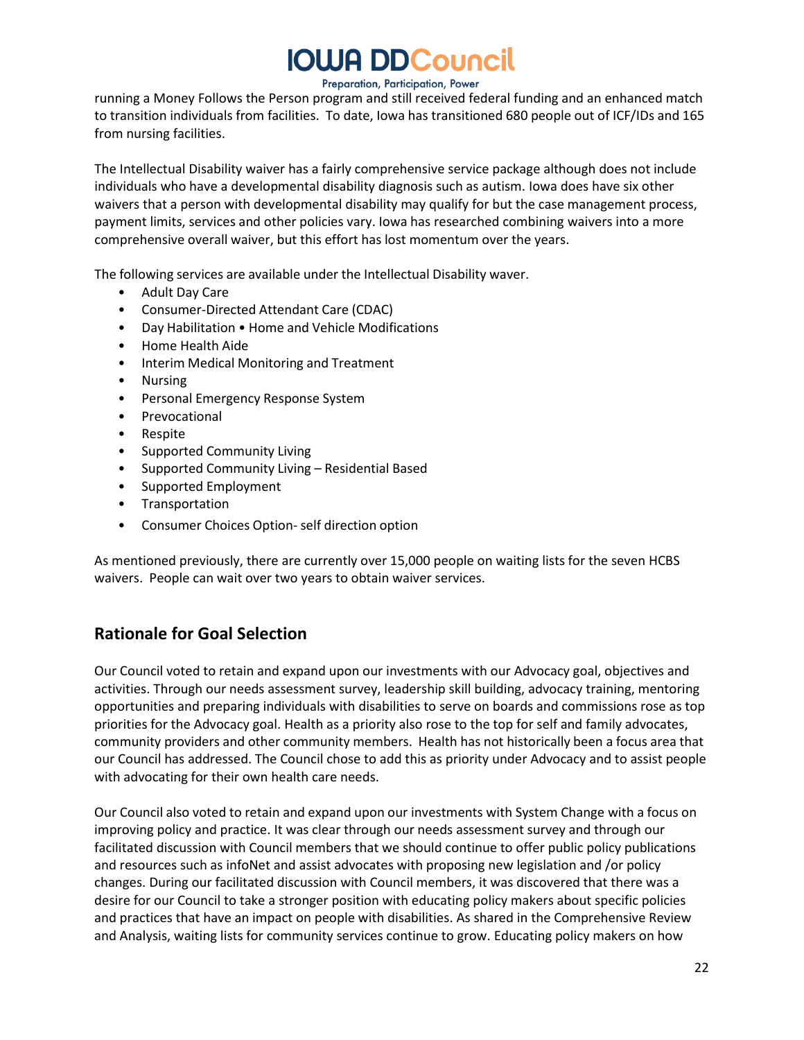running a Money Follows the Person program and still received federal funding and an enhanced match to transition individuals from facilities. To date, Iowa has transitioned 680 people out of ICF/IDs and 165 from nursing facilities.

The Intellectual Disability waiver has a fairly comprehensive service package although does not include individuals who have a developmental disability diagnosis such as autism. Iowa does have six other waivers that a person with developmental disability may qualify for but the case management process, payment limits, services and other policies vary. Iowa has researched combining waivers into a more comprehensive overall waiver, but this effort has lost momentum over the years.

The following services are available under the Intellectual Disability waver.

- Adult Day Care
- Consumer-Directed Attendant Care (CDAC)
- Day Habilitation • Home and Vehicle Modifications
- Home Health Aide
- Interim Medical Monitoring and Treatment
- Nursing
- Personal Emergency Response System
- Prevocational
- Respite
- Supported Community Living
- Supported Community Living – Residential Based
- Supported Employment
- Transportation
- Consumer Choices Option- self direction option

As mentioned previously, there are currently over 15,000 people on waiting lists for the seven HCBS waivers. People can wait over two years to obtain waiver services.

## Rationale for Goal Selection

Our Council voted to retain and expand upon our investments with our Advocacy goal, objectives and activities. Through our needs assessment survey, leadership skill building, advocacy training, mentoring opportunities and preparing individuals with disabilities to serve on boards and commissions rose as top priorities for the Advocacy goal. Health as a priority also rose to the top for self and family advocates, community providers and other community members. Health has not historically been a focus area that our Council has addressed. The Council chose to add this as priority under Advocacy and to assist people with advocating for their own health care needs.

Our Council also voted to retain and expand upon our investments with System Change with a focus on improving policy and practice. It was clear through our needs assessment survey and through our facilitated discussion with Council members that we should continue to offer public policy publications and resources such as infoNet and assist advocates with proposing new legislation and /or policy changes. During our facilitated discussion with Council members, it was discovered that there was a desire for our Council to take a stronger position with educating policy makers about specific policies and practices that have an impact on people with disabilities. As shared in the Comprehensive Review and Analysis, waiting lists for community services continue to grow. Educating policy makers on how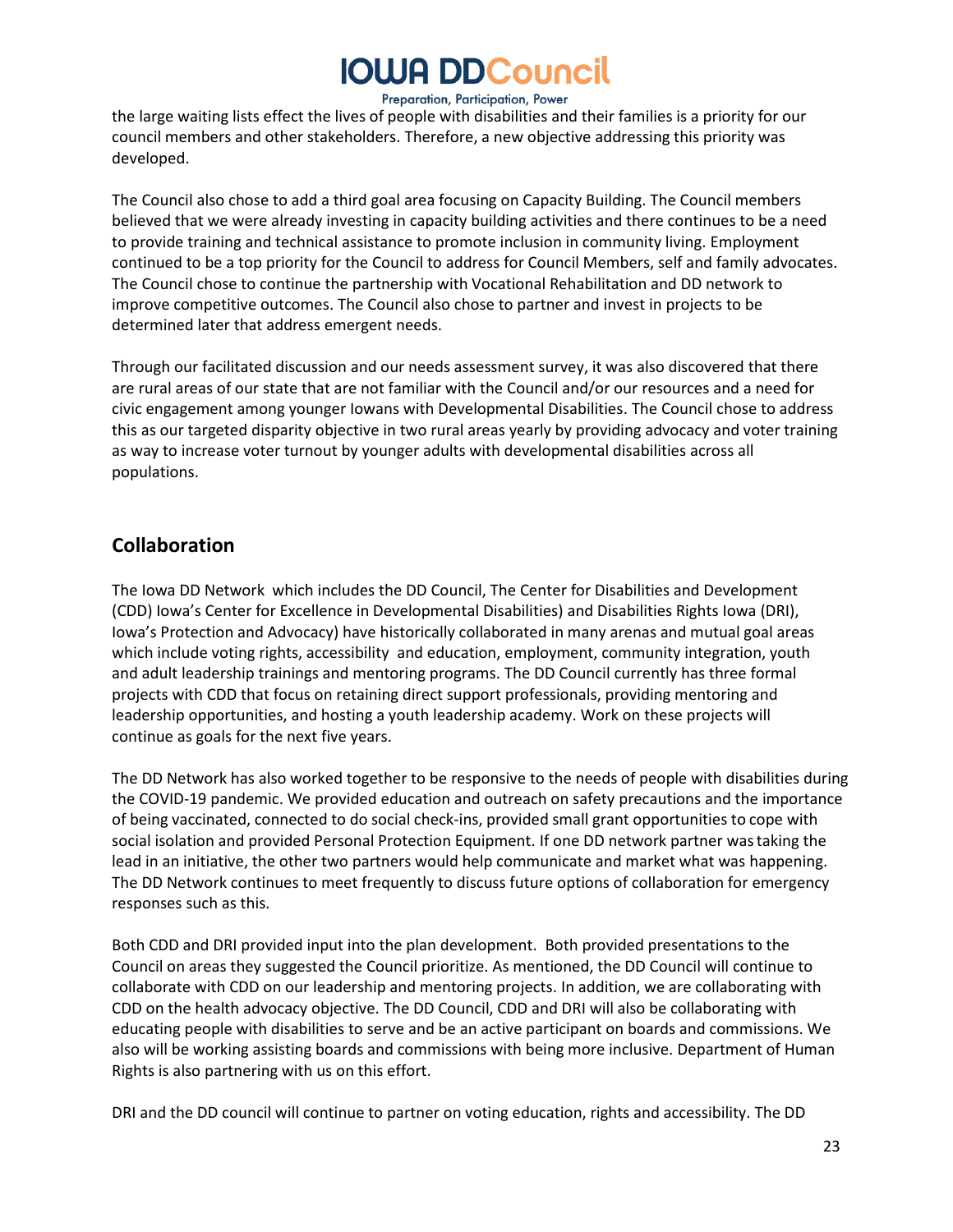the large waiting lists effect the lives of people with disabilities and their families is a priority for our council members and other stakeholders. Therefore, a new objective addressing this priority was developed.

The Council also chose to add a third goal area focusing on Capacity Building. The Council members believed that we were already investing in capacity building activities and there continues to be a need to provide training and technical assistance to promote inclusion in community living. Employment continued to be a top priority for the Council to address for Council Members, self and family advocates. The Council chose to continue the partnership with Vocational Rehabilitation and DD network to improve competitive outcomes. The Council also chose to partner and invest in projects to be determined later that address emergent needs.

Through our facilitated discussion and our needs assessment survey, it was also discovered that there are rural areas of our state that are not familiar with the Council and/or our resources and a need for civic engagement among younger Iowans with Developmental Disabilities. The Council chose to address this as our targeted disparity objective in two rural areas yearly by providing advocacy and voter training as way to increase voter turnout by younger adults with developmental disabilities across all populations.

## Collaboration

The Iowa DD Network which includes the DD Council, The Center for Disabilities and Development (CDD) Iowa's Center for Excellence in Developmental Disabilities) and Disabilities Rights Iowa (DRI), Iowa's Protection and Advocacy) have historically collaborated in many arenas and mutual goal areas which include voting rights, accessibility and education, employment, community integration, youth and adult leadership trainings and mentoring programs. The DD Council currently has three formal projects with CDD that focus on retaining direct support professionals, providing mentoring and leadership opportunities, and hosting a youth leadership academy. Work on these projects will continue as goals for the next five years.

The DD Network has also worked together to be responsive to the needs of people with disabilities during the COVID-19 pandemic. We provided education and outreach on safety precautions and the importance of being vaccinated, connected to do social check-ins, provided small grant opportunities to cope with social isolation and provided Personal Protection Equipment. If one DD network partner was taking the lead in an initiative, the other two partners would help communicate and market what was happening. The DD Network continues to meet frequently to discuss future options of collaboration for emergency responses such as this.

Both CDD and DRI provided input into the plan development. Both provided presentations to the Council on areas they suggested the Council prioritize. As mentioned, the DD Council will continue to collaborate with CDD on our leadership and mentoring projects. In addition, we are collaborating with CDD on the health advocacy objective. The DD Council, CDD and DRI will also be collaborating with educating people with disabilities to serve and be an active participant on boards and commissions. We also will be working assisting boards and commissions with being more inclusive. Department of Human Rights is also partnering with us on this effort.

DRI and the DD council will continue to partner on voting education, rights and accessibility. The DD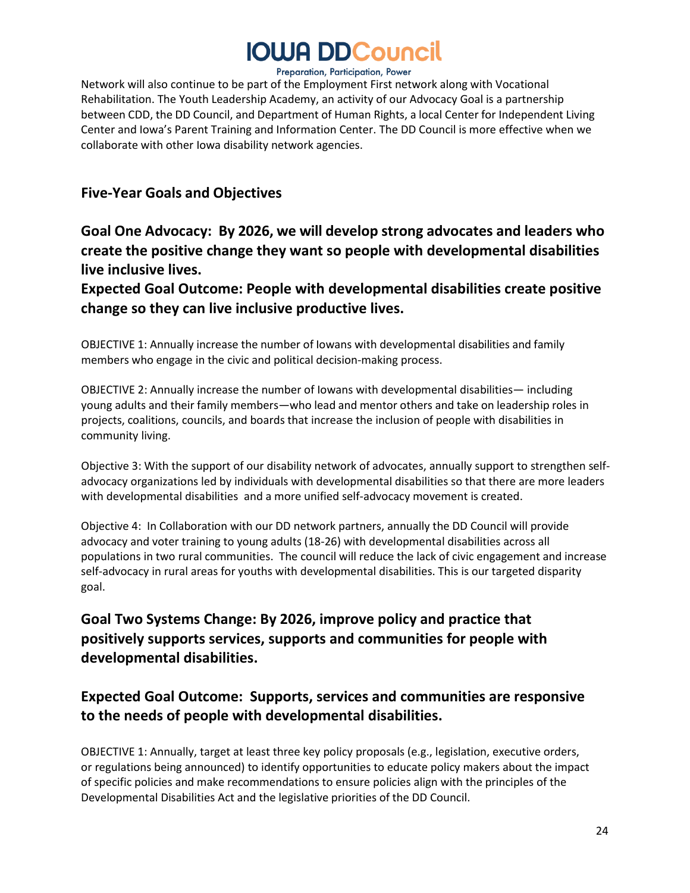Network will also continue to be part of the Employment First network along with Vocational Rehabilitation. The Youth Leadership Academy, an activity of our Advocacy Goal is a partnership between CDD, the DD Council, and Department of Human Rights, a local Center for Independent Living Center and Iowa's Parent Training and Information Center. The DD Council is more effective when we collaborate with other Iowa disability network agencies.

## Five-Year Goals and Objectives

### Goal One Advocacy: By 2026, we will develop strong advocates and leaders who create the positive change they want so people with developmental disabilities live inclusive lives.

### Expected Goal Outcome: People with developmental disabilities create positive change so they can live inclusive productive lives.

OBJECTIVE 1: Annually increase the number of Iowans with developmental disabilities and family members who engage in the civic and political decision-making process.

OBJECTIVE 2: Annually increase the number of Iowans with developmental disabilities— including young adults and their family members—who lead and mentor others and take on leadership roles in projects, coalitions, councils, and boards that increase the inclusion of people with disabilities in community living.

Objective 3: With the support of our disability network of advocates, annually support to strengthen self-advocacy organizations led by individuals with developmental disabilities so that there are more leaders with developmental disabilities and a more unified self-advocacy movement is created.

Objective 4: In Collaboration with our DD network partners, annually the DD Council will provide advocacy and voter training to young adults (18-26) with developmental disabilities across all populations in two rural communities. The council will reduce the lack of civic engagement and increase self-advocacy in rural areas for youths with developmental disabilities. This is our targeted disparity goal.

### Goal Two Systems Change: By 2026, improve policy and practice that positively supports services, supports and communities for people with developmental disabilities.

### Expected Goal Outcome: Supports, services and communities are responsive to the needs of people with developmental disabilities.

OBJECTIVE 1: Annually, target at least three key policy proposals (e.g., legislation, executive orders, or regulations being announced) to identify opportunities to educate policy makers about the impact of specific policies and make recommendations to ensure policies align with the principles of the Developmental Disabilities Act and the legislative priorities of the DD Council.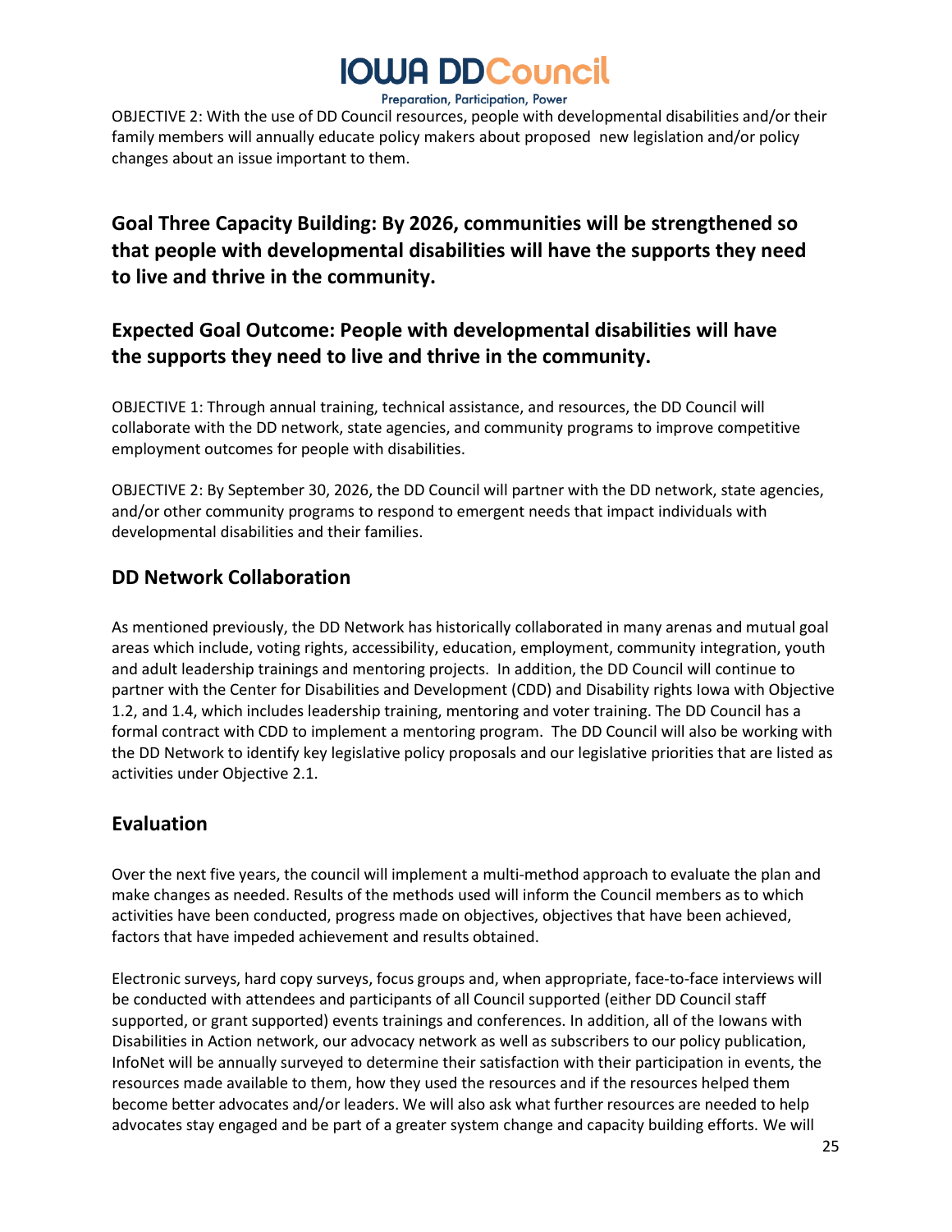OBJECTIVE 2: With the use of DD Council resources, people with developmental disabilities and/or their family members will annually educate policy makers about proposed  new legislation and/or policy changes about an issue important to them.

## Goal Three Capacity Building: By 2026, communities will be strengthened so that people with developmental disabilities will have the supports they need to live and thrive in the community.

## Expected Goal Outcome: People with developmental disabilities will have the supports they need to live and thrive in the community.

OBJECTIVE 1: Through annual training, technical assistance, and resources, the DD Council will collaborate with the DD network, state agencies, and community programs to improve competitive employment outcomes for people with disabilities.

OBJECTIVE 2: By September 30, 2026, the DD Council will partner with the DD network, state agencies, and/or other community programs to respond to emergent needs that impact individuals with developmental disabilities and their families.

## DD Network Collaboration

As mentioned previously, the DD Network has historically collaborated in many arenas and mutual goal areas which include, voting rights, accessibility, education, employment, community integration, youth and adult leadership trainings and mentoring projects.  In addition, the DD Council will continue to partner with the Center for Disabilities and Development (CDD) and Disability rights Iowa with Objective 1.2, and 1.4, which includes leadership training, mentoring and voter training. The DD Council has a formal contract with CDD to implement a mentoring program.  The DD Council will also be working with the DD Network to identify key legislative policy proposals and our legislative priorities that are listed as activities under Objective 2.1.

## Evaluation

Over the next five years, the council will implement a multi-method approach to evaluate the plan and make changes as needed. Results of the methods used will inform the Council members as to which activities have been conducted, progress made on objectives, objectives that have been achieved, factors that have impeded achievement and results obtained.

Electronic surveys, hard copy surveys, focus groups and, when appropriate, face-to-face interviews will be conducted with attendees and participants of all Council supported (either DD Council staff supported, or grant supported) events trainings and conferences. In addition, all of the Iowans with Disabilities in Action network, our advocacy network as well as subscribers to our policy publication, InfoNet will be annually surveyed to determine their satisfaction with their participation in events, the resources made available to them, how they used the resources and if the resources helped them become better advocates and/or leaders. We will also ask what further resources are needed to help advocates stay engaged and be part of a greater system change and capacity building efforts. We will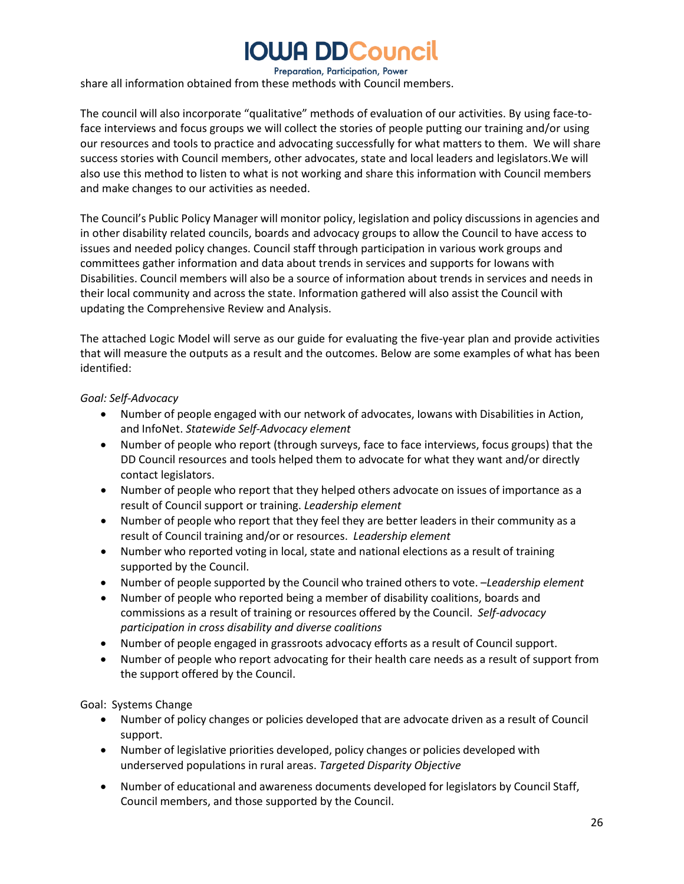share all information obtained from these methods with Council members.

The council will also incorporate "qualitative" methods of evaluation of our activities. By using face-to-face interviews and focus groups we will collect the stories of people putting our training and/or using our resources and tools to practice and advocating successfully for what matters to them. We will share success stories with Council members, other advocates, state and local leaders and legislators.We will also use this method to listen to what is not working and share this information with Council members and make changes to our activities as needed.

The Council's Public Policy Manager will monitor policy, legislation and policy discussions in agencies and in other disability related councils, boards and advocacy groups to allow the Council to have access to issues and needed policy changes. Council staff through participation in various work groups and committees gather information and data about trends in services and supports for Iowans with Disabilities. Council members will also be a source of information about trends in services and needs in their local community and across the state. Information gathered will also assist the Council with updating the Comprehensive Review and Analysis.

The attached Logic Model will serve as our guide for evaluating the five-year plan and provide activities that will measure the outputs as a result and the outcomes. Below are some examples of what has been identified:

*Goal: Self-Advocacy*

- Number of people engaged with our network of advocates, Iowans with Disabilities in Action, and InfoNet. *Statewide Self-Advocacy element*
- Number of people who report (through surveys, face to face interviews, focus groups) that the DD Council resources and tools helped them to advocate for what they want and/or directly contact legislators.
- Number of people who report that they helped others advocate on issues of importance as a result of Council support or training. *Leadership element*
- Number of people who report that they feel they are better leaders in their community as a result of Council training and/or or resources. *Leadership element*
- Number who reported voting in local, state and national elections as a result of training supported by the Council.
- Number of people supported by the Council who trained others to vote. –*Leadership element*
- Number of people who reported being a member of disability coalitions, boards and commissions as a result of training or resources offered by the Council. *Self-advocacy participation in cross disability and diverse coalitions*
- Number of people engaged in grassroots advocacy efforts as a result of Council support.
- Number of people who report advocating for their health care needs as a result of support from the support offered by the Council.

Goal: Systems Change

- Number of policy changes or policies developed that are advocate driven as a result of Council support.
- Number of legislative priorities developed, policy changes or policies developed with underserved populations in rural areas. *Targeted Disparity Objective*
- Number of educational and awareness documents developed for legislators by Council Staff, Council members, and those supported by the Council.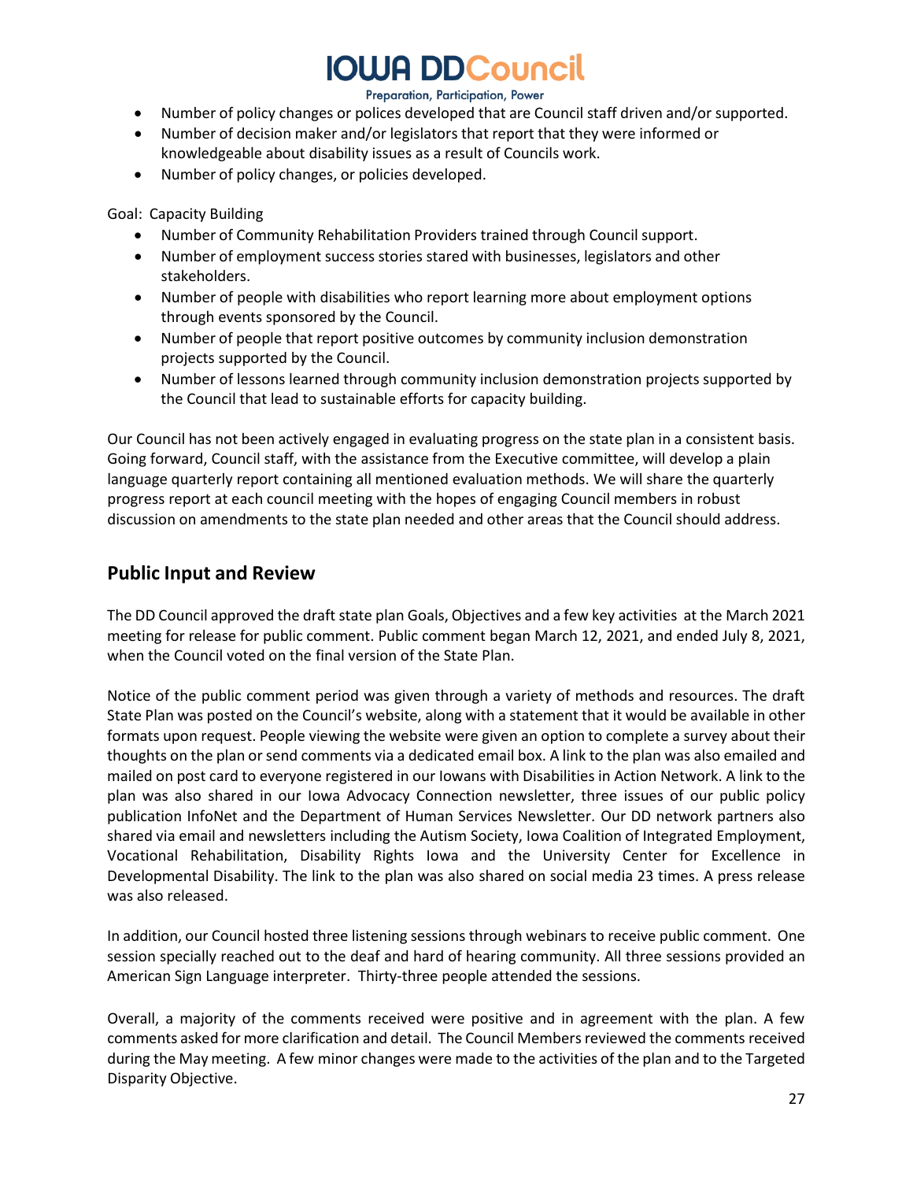- Number of policy changes or polices developed that are Council staff driven and/or supported.
- Number of decision maker and/or legislators that report that they were informed or knowledgeable about disability issues as a result of Councils work.
- Number of policy changes, or policies developed.

Goal: Capacity Building

- Number of Community Rehabilitation Providers trained through Council support.
- Number of employment success stories stared with businesses, legislators and other stakeholders.
- Number of people with disabilities who report learning more about employment options through events sponsored by the Council.
- Number of people that report positive outcomes by community inclusion demonstration projects supported by the Council.
- Number of lessons learned through community inclusion demonstration projects supported by the Council that lead to sustainable efforts for capacity building.

Our Council has not been actively engaged in evaluating progress on the state plan in a consistent basis. Going forward, Council staff, with the assistance from the Executive committee, will develop a plain language quarterly report containing all mentioned evaluation methods. We will share the quarterly progress report at each council meeting with the hopes of engaging Council members in robust discussion on amendments to the state plan needed and other areas that the Council should address.

## Public Input and Review

The DD Council approved the draft state plan Goals, Objectives and a few key activities at the March 2021 meeting for release for public comment. Public comment began March 12, 2021, and ended July 8, 2021, when the Council voted on the final version of the State Plan.

Notice of the public comment period was given through a variety of methods and resources. The draft State Plan was posted on the Council's website, along with a statement that it would be available in other formats upon request. People viewing the website were given an option to complete a survey about their thoughts on the plan or send comments via a dedicated email box. A link to the plan was also emailed and mailed on post card to everyone registered in our Iowans with Disabilities in Action Network. A link to the plan was also shared in our Iowa Advocacy Connection newsletter, three issues of our public policy publication InfoNet and the Department of Human Services Newsletter. Our DD network partners also shared via email and newsletters including the Autism Society, Iowa Coalition of Integrated Employment, Vocational Rehabilitation, Disability Rights Iowa and the University Center for Excellence in Developmental Disability. The link to the plan was also shared on social media 23 times. A press release was also released.

In addition, our Council hosted three listening sessions through webinars to receive public comment. One session specially reached out to the deaf and hard of hearing community. All three sessions provided an American Sign Language interpreter. Thirty-three people attended the sessions.

Overall, a majority of the comments received were positive and in agreement with the plan. A few comments asked for more clarification and detail. The Council Members reviewed the comments received during the May meeting. A few minor changes were made to the activities of the plan and to the Targeted Disparity Objective.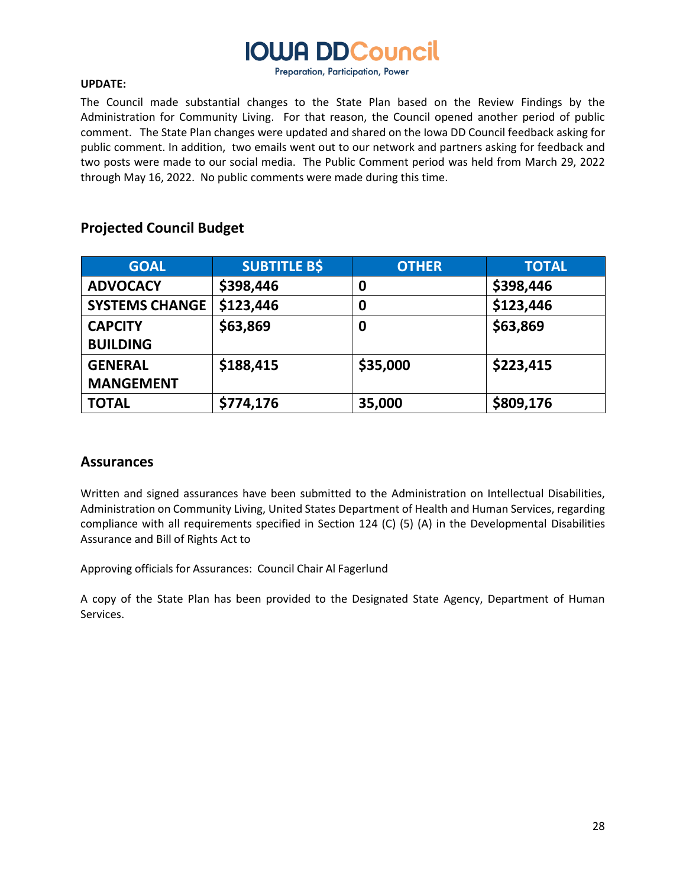**UPDATE:**

The Council made substantial changes to the State Plan based on the Review Findings by the Administration for Community Living. For that reason, the Council opened another period of public comment. The State Plan changes were updated and shared on the Iowa DD Council feedback asking for public comment. In addition, two emails went out to our network and partners asking for feedback and two posts were made to our social media. The Public Comment period was held from March 29, 2022 through May 16, 2022. No public comments were made during this time.

## Projected Council Budget

| GOAL | SUBTITLE B$ | OTHER | TOTAL |
|---|---|---|---|
| **ADVOCACY** | **$398,446** | **0** | **$398,446** |
| **SYSTEMS CHANGE** | **$123,446** | **0** | **$123,446** |
| **CAPCITY BUILDING** | **$63,869** | **0** | **$63,869** |
| **GENERAL MANGEMENT** | **$188,415** | **$35,000** | **$223,415** |
| **TOTAL** | **$774,176** | **35,000** | **$809,176** |

## Assurances

Written and signed assurances have been submitted to the Administration on Intellectual Disabilities, Administration on Community Living, United States Department of Health and Human Services, regarding compliance with all requirements specified in Section 124 (C) (5) (A) in the Developmental Disabilities Assurance and Bill of Rights Act to

Approving officials for Assurances: Council Chair Al Fagerlund

A copy of the State Plan has been provided to the Designated State Agency, Department of Human Services.